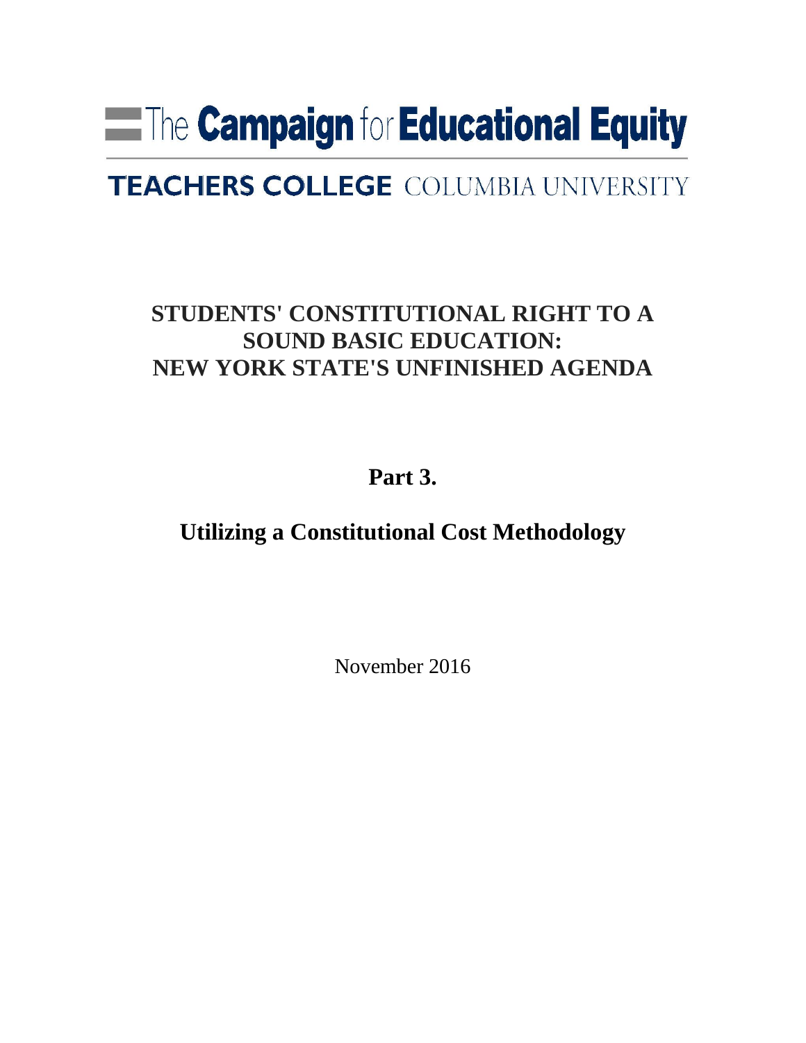The Campaign for Educational Equity

TEACHERS COLLEGE COLUMBIA UNIVERSITY

# STUDENTS' CONSTITUTIONAL RIGHT TO A SOUND BASIC EDUCATION: NEW YORK STATE'S UNFINISHED AGENDA

## Part 3.

## Utilizing a Constitutional Cost Methodology

November 2016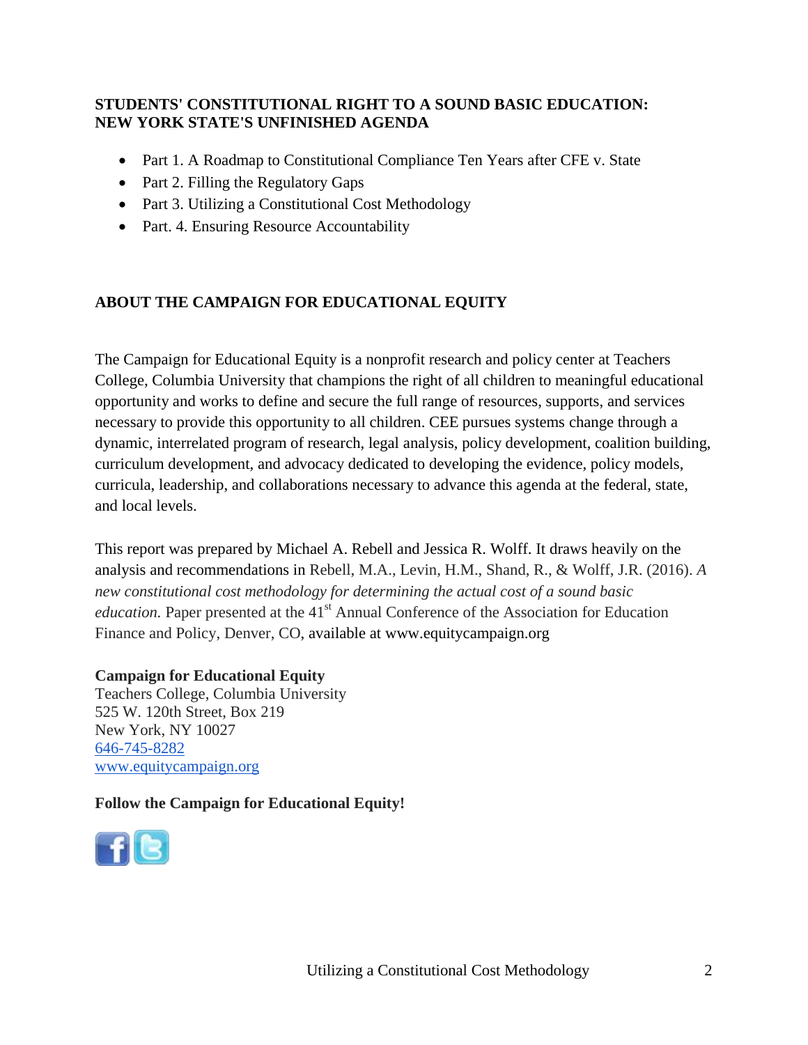## STUDENTS' CONSTITUTIONAL RIGHT TO A SOUND BASIC EDUCATION: NEW YORK STATE'S UNFINISHED AGENDA

- Part 1. A Roadmap to Constitutional Compliance Ten Years after CFE v. State
- Part 2. Filling the Regulatory Gaps
- Part 3. Utilizing a Constitutional Cost Methodology
- Part. 4. Ensuring Resource Accountability

## ABOUT THE CAMPAIGN FOR EDUCATIONAL EQUITY

The Campaign for Educational Equity is a nonprofit research and policy center at Teachers College, Columbia University that champions the right of all children to meaningful educational opportunity and works to define and secure the full range of resources, supports, and services necessary to provide this opportunity to all children. CEE pursues systems change through a dynamic, interrelated program of research, legal analysis, policy development, coalition building, curriculum development, and advocacy dedicated to developing the evidence, policy models, curricula, leadership, and collaborations necessary to advance this agenda at the federal, state, and local levels.

This report was prepared by Michael A. Rebell and Jessica R. Wolff. It draws heavily on the analysis and recommendations in Rebell, M.A., Levin, H.M., Shand, R., & Wolff, J.R. (2016). *A new constitutional cost methodology for determining the actual cost of a sound basic education.* Paper presented at the 41st Annual Conference of the Association for Education Finance and Policy, Denver, CO, available at www.equitycampaign.org

**Campaign for Educational Equity**
Teachers College, Columbia University
525 W. 120th Street, Box 219
New York, NY 10027
646-745-8282
www.equitycampaign.org

**Follow the Campaign for Educational Equity!**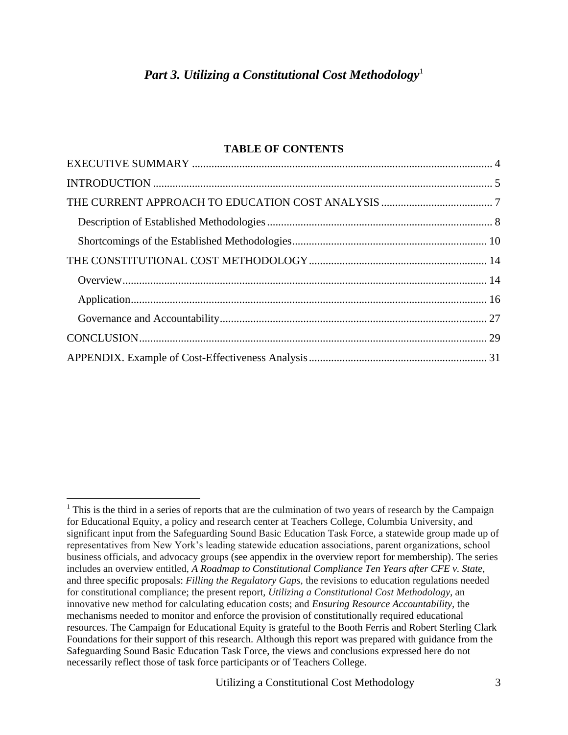# *Part 3. Utilizing a Constitutional Cost Methodology*[1]

**TABLE OF CONTENTS**

EXECUTIVE SUMMARY .......... 4

INTRODUCTION .......... 5

THE CURRENT APPROACH TO EDUCATION COST ANALYSIS .......... 7

- Description of Established Methodologies .......... 8
- Shortcomings of the Established Methodologies .......... 10

THE CONSTITUTIONAL COST METHODOLOGY .......... 14

- Overview .......... 14
- Application .......... 16
- Governance and Accountability .......... 27

CONCLUSION .......... 29

APPENDIX. Example of Cost-Effectiveness Analysis .......... 31

---

[1] This is the third in a series of reports that are the culmination of two years of research by the Campaign for Educational Equity, a policy and research center at Teachers College, Columbia University, and significant input from the Safeguarding Sound Basic Education Task Force, a statewide group made up of representatives from New York's leading statewide education associations, parent organizations, school business officials, and advocacy groups (see appendix in the overview report for membership). The series includes an overview entitled, *A Roadmap to Constitutional Compliance Ten Years after CFE v. State,* and three specific proposals: *Filling the Regulatory Gaps,* the revisions to education regulations needed for constitutional compliance; the present report, *Utilizing a Constitutional Cost Methodology*, an innovative new method for calculating education costs; and *Ensuring Resource Accountability,* the mechanisms needed to monitor and enforce the provision of constitutionally required educational resources. The Campaign for Educational Equity is grateful to the Booth Ferris and Robert Sterling Clark Foundations for their support of this research. Although this report was prepared with guidance from the Safeguarding Sound Basic Education Task Force, the views and conclusions expressed here do not necessarily reflect those of task force participants or of Teachers College.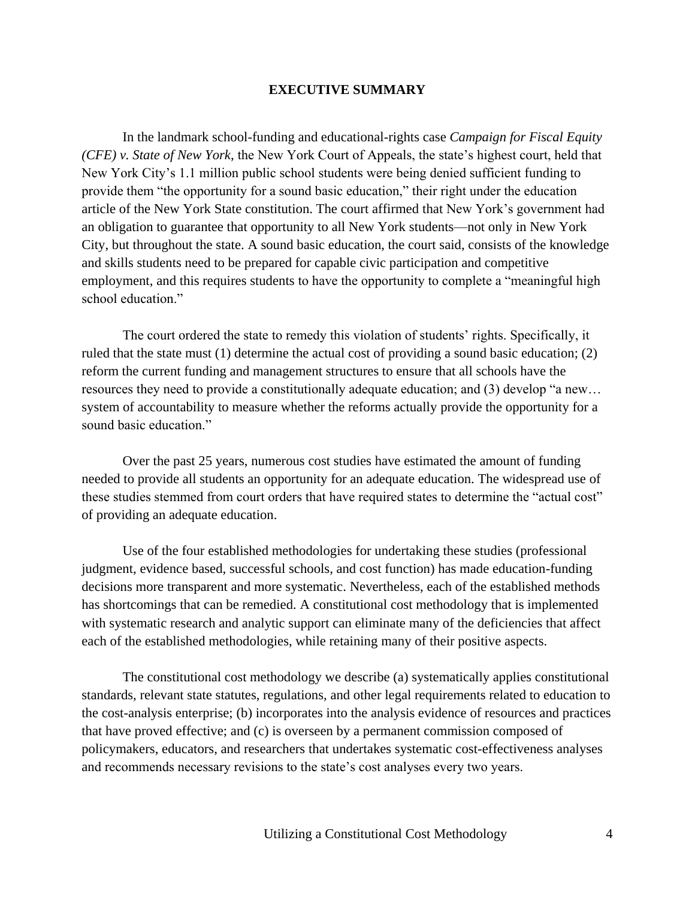## EXECUTIVE SUMMARY

In the landmark school-funding and educational-rights case *Campaign for Fiscal Equity (CFE) v. State of New York*, the New York Court of Appeals, the state's highest court, held that New York City's 1.1 million public school students were being denied sufficient funding to provide them "the opportunity for a sound basic education," their right under the education article of the New York State constitution. The court affirmed that New York's government had an obligation to guarantee that opportunity to all New York students—not only in New York City, but throughout the state. A sound basic education, the court said, consists of the knowledge and skills students need to be prepared for capable civic participation and competitive employment, and this requires students to have the opportunity to complete a "meaningful high school education."

The court ordered the state to remedy this violation of students' rights. Specifically, it ruled that the state must (1) determine the actual cost of providing a sound basic education; (2) reform the current funding and management structures to ensure that all schools have the resources they need to provide a constitutionally adequate education; and (3) develop "a new… system of accountability to measure whether the reforms actually provide the opportunity for a sound basic education."

Over the past 25 years, numerous cost studies have estimated the amount of funding needed to provide all students an opportunity for an adequate education. The widespread use of these studies stemmed from court orders that have required states to determine the "actual cost" of providing an adequate education.

Use of the four established methodologies for undertaking these studies (professional judgment, evidence based, successful schools, and cost function) has made education-funding decisions more transparent and more systematic. Nevertheless, each of the established methods has shortcomings that can be remedied. A constitutional cost methodology that is implemented with systematic research and analytic support can eliminate many of the deficiencies that affect each of the established methodologies, while retaining many of their positive aspects.

The constitutional cost methodology we describe (a) systematically applies constitutional standards, relevant state statutes, regulations, and other legal requirements related to education to the cost-analysis enterprise; (b) incorporates into the analysis evidence of resources and practices that have proved effective; and (c) is overseen by a permanent commission composed of policymakers, educators, and researchers that undertakes systematic cost-effectiveness analyses and recommends necessary revisions to the state's cost analyses every two years.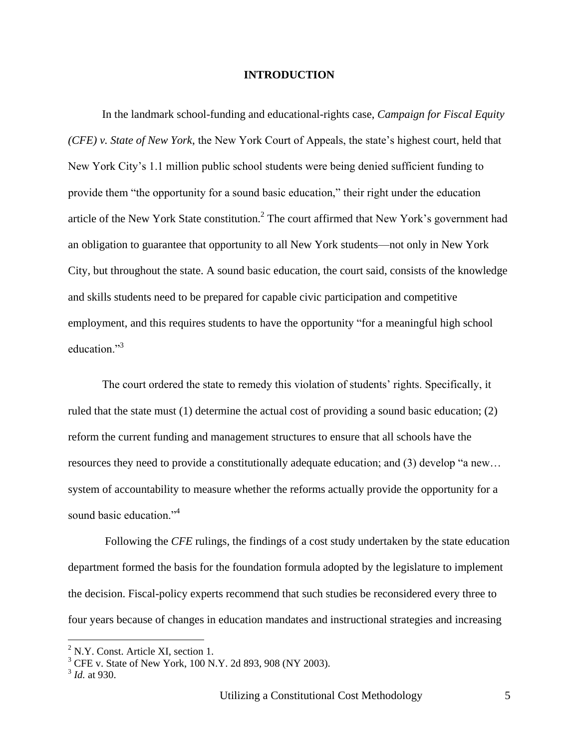# INTRODUCTION

In the landmark school-funding and educational-rights case, *Campaign for Fiscal Equity (CFE) v. State of New York*, the New York Court of Appeals, the state's highest court, held that New York City's 1.1 million public school students were being denied sufficient funding to provide them "the opportunity for a sound basic education," their right under the education article of the New York State constitution.[2] The court affirmed that New York's government had an obligation to guarantee that opportunity to all New York students—not only in New York City, but throughout the state. A sound basic education, the court said, consists of the knowledge and skills students need to be prepared for capable civic participation and competitive employment, and this requires students to have the opportunity "for a meaningful high school education."[3]

The court ordered the state to remedy this violation of students' rights. Specifically, it ruled that the state must (1) determine the actual cost of providing a sound basic education; (2) reform the current funding and management structures to ensure that all schools have the resources they need to provide a constitutionally adequate education; and (3) develop "a new… system of accountability to measure whether the reforms actually provide the opportunity for a sound basic education."[4]

Following the *CFE* rulings, the findings of a cost study undertaken by the state education department formed the basis for the foundation formula adopted by the legislature to implement the decision. Fiscal-policy experts recommend that such studies be reconsidered every three to four years because of changes in education mandates and instructional strategies and increasing

---

[2] N.Y. Const. Article XI, section 1.

[3] CFE v. State of New York, 100 N.Y. 2d 893, 908 (NY 2003).

[3] *Id.* at 930.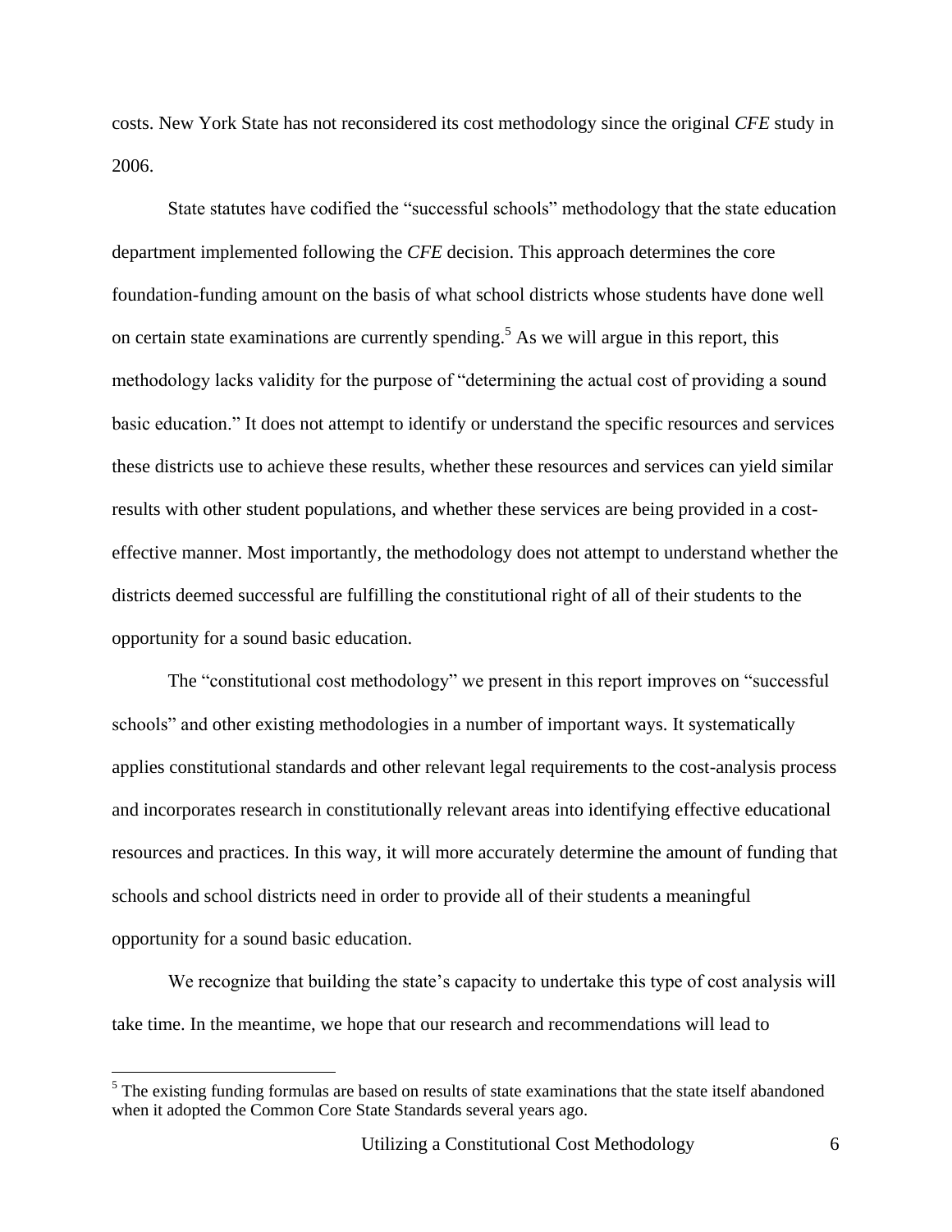costs. New York State has not reconsidered its cost methodology since the original *CFE* study in 2006.

State statutes have codified the "successful schools" methodology that the state education department implemented following the *CFE* decision. This approach determines the core foundation-funding amount on the basis of what school districts whose students have done well on certain state examinations are currently spending.[5] As we will argue in this report, this methodology lacks validity for the purpose of "determining the actual cost of providing a sound basic education." It does not attempt to identify or understand the specific resources and services these districts use to achieve these results, whether these resources and services can yield similar results with other student populations, and whether these services are being provided in a cost-effective manner. Most importantly, the methodology does not attempt to understand whether the districts deemed successful are fulfilling the constitutional right of all of their students to the opportunity for a sound basic education.

The "constitutional cost methodology" we present in this report improves on "successful schools" and other existing methodologies in a number of important ways. It systematically applies constitutional standards and other relevant legal requirements to the cost-analysis process and incorporates research in constitutionally relevant areas into identifying effective educational resources and practices. In this way, it will more accurately determine the amount of funding that schools and school districts need in order to provide all of their students a meaningful opportunity for a sound basic education.

We recognize that building the state's capacity to undertake this type of cost analysis will take time. In the meantime, we hope that our research and recommendations will lead to

[5] The existing funding formulas are based on results of state examinations that the state itself abandoned when it adopted the Common Core State Standards several years ago.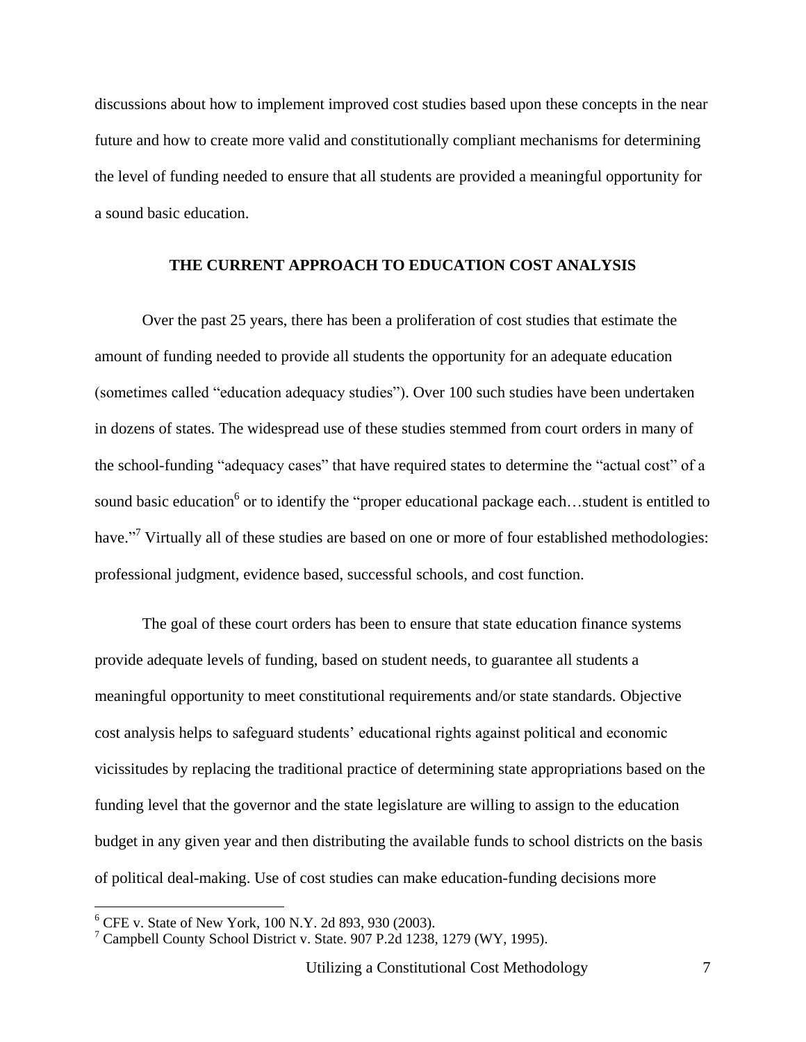discussions about how to implement improved cost studies based upon these concepts in the near future and how to create more valid and constitutionally compliant mechanisms for determining the level of funding needed to ensure that all students are provided a meaningful opportunity for a sound basic education.

## THE CURRENT APPROACH TO EDUCATION COST ANALYSIS

Over the past 25 years, there has been a proliferation of cost studies that estimate the amount of funding needed to provide all students the opportunity for an adequate education (sometimes called "education adequacy studies"). Over 100 such studies have been undertaken in dozens of states. The widespread use of these studies stemmed from court orders in many of the school-funding "adequacy cases" that have required states to determine the "actual cost" of a sound basic education[6] or to identify the "proper educational package each…student is entitled to have."[7] Virtually all of these studies are based on one or more of four established methodologies: professional judgment, evidence based, successful schools, and cost function.

The goal of these court orders has been to ensure that state education finance systems provide adequate levels of funding, based on student needs, to guarantee all students a meaningful opportunity to meet constitutional requirements and/or state standards. Objective cost analysis helps to safeguard students' educational rights against political and economic vicissitudes by replacing the traditional practice of determining state appropriations based on the funding level that the governor and the state legislature are willing to assign to the education budget in any given year and then distributing the available funds to school districts on the basis of political deal-making. Use of cost studies can make education-funding decisions more

---

[6] CFE v. State of New York, 100 N.Y. 2d 893, 930 (2003).

[7] Campbell County School District v. State. 907 P.2d 1238, 1279 (WY, 1995).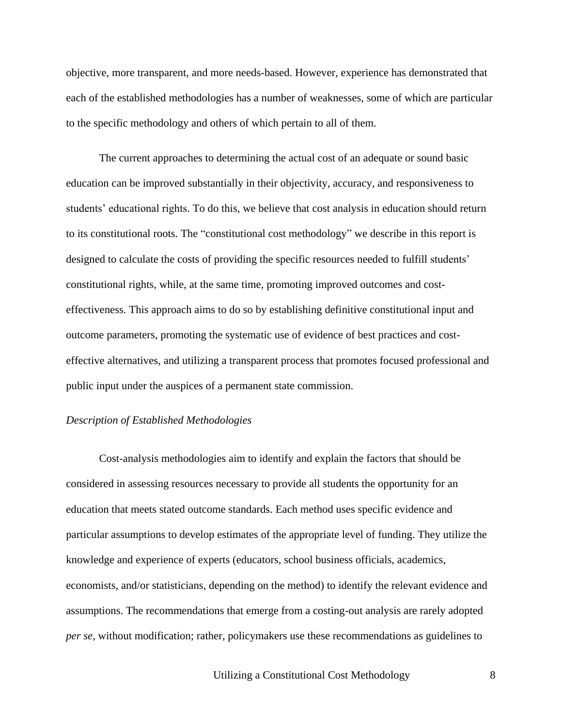objective, more transparent, and more needs-based. However, experience has demonstrated that each of the established methodologies has a number of weaknesses, some of which are particular to the specific methodology and others of which pertain to all of them.

The current approaches to determining the actual cost of an adequate or sound basic education can be improved substantially in their objectivity, accuracy, and responsiveness to students' educational rights. To do this, we believe that cost analysis in education should return to its constitutional roots. The "constitutional cost methodology" we describe in this report is designed to calculate the costs of providing the specific resources needed to fulfill students' constitutional rights, while, at the same time, promoting improved outcomes and cost-effectiveness. This approach aims to do so by establishing definitive constitutional input and outcome parameters, promoting the systematic use of evidence of best practices and cost-effective alternatives, and utilizing a transparent process that promotes focused professional and public input under the auspices of a permanent state commission.

*Description of Established Methodologies*

Cost-analysis methodologies aim to identify and explain the factors that should be considered in assessing resources necessary to provide all students the opportunity for an education that meets stated outcome standards. Each method uses specific evidence and particular assumptions to develop estimates of the appropriate level of funding. They utilize the knowledge and experience of experts (educators, school business officials, academics, economists, and/or statisticians, depending on the method) to identify the relevant evidence and assumptions. The recommendations that emerge from a costing-out analysis are rarely adopted *per se*, without modification; rather, policymakers use these recommendations as guidelines to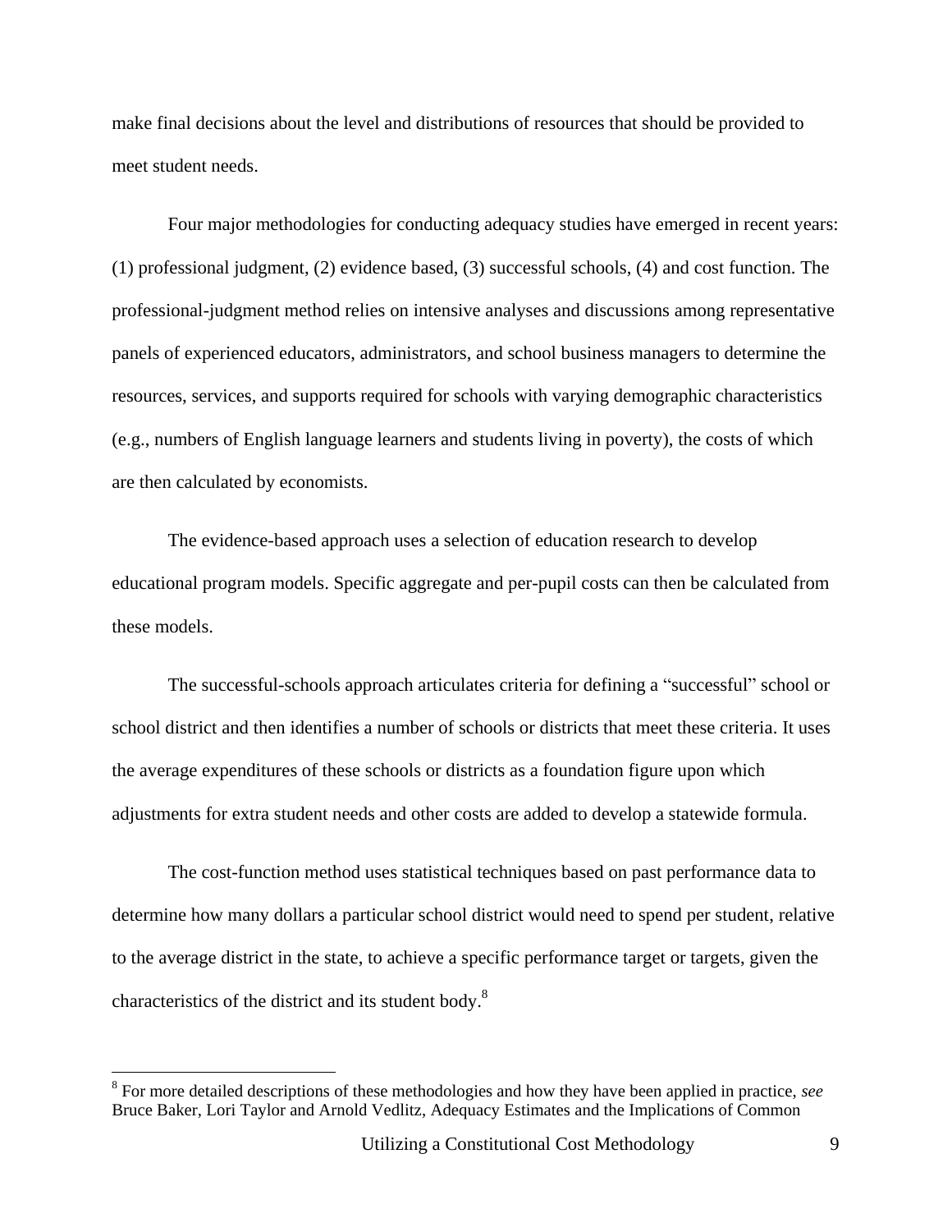make final decisions about the level and distributions of resources that should be provided to meet student needs.

Four major methodologies for conducting adequacy studies have emerged in recent years: (1) professional judgment, (2) evidence based, (3) successful schools, (4) and cost function. The professional-judgment method relies on intensive analyses and discussions among representative panels of experienced educators, administrators, and school business managers to determine the resources, services, and supports required for schools with varying demographic characteristics (e.g., numbers of English language learners and students living in poverty), the costs of which are then calculated by economists.

The evidence-based approach uses a selection of education research to develop educational program models. Specific aggregate and per-pupil costs can then be calculated from these models.

The successful-schools approach articulates criteria for defining a "successful" school or school district and then identifies a number of schools or districts that meet these criteria. It uses the average expenditures of these schools or districts as a foundation figure upon which adjustments for extra student needs and other costs are added to develop a statewide formula.

The cost-function method uses statistical techniques based on past performance data to determine how many dollars a particular school district would need to spend per student, relative to the average district in the state, to achieve a specific performance target or targets, given the characteristics of the district and its student body.[8]

---

[8] For more detailed descriptions of these methodologies and how they have been applied in practice, *see* Bruce Baker, Lori Taylor and Arnold Vedlitz, Adequacy Estimates and the Implications of Common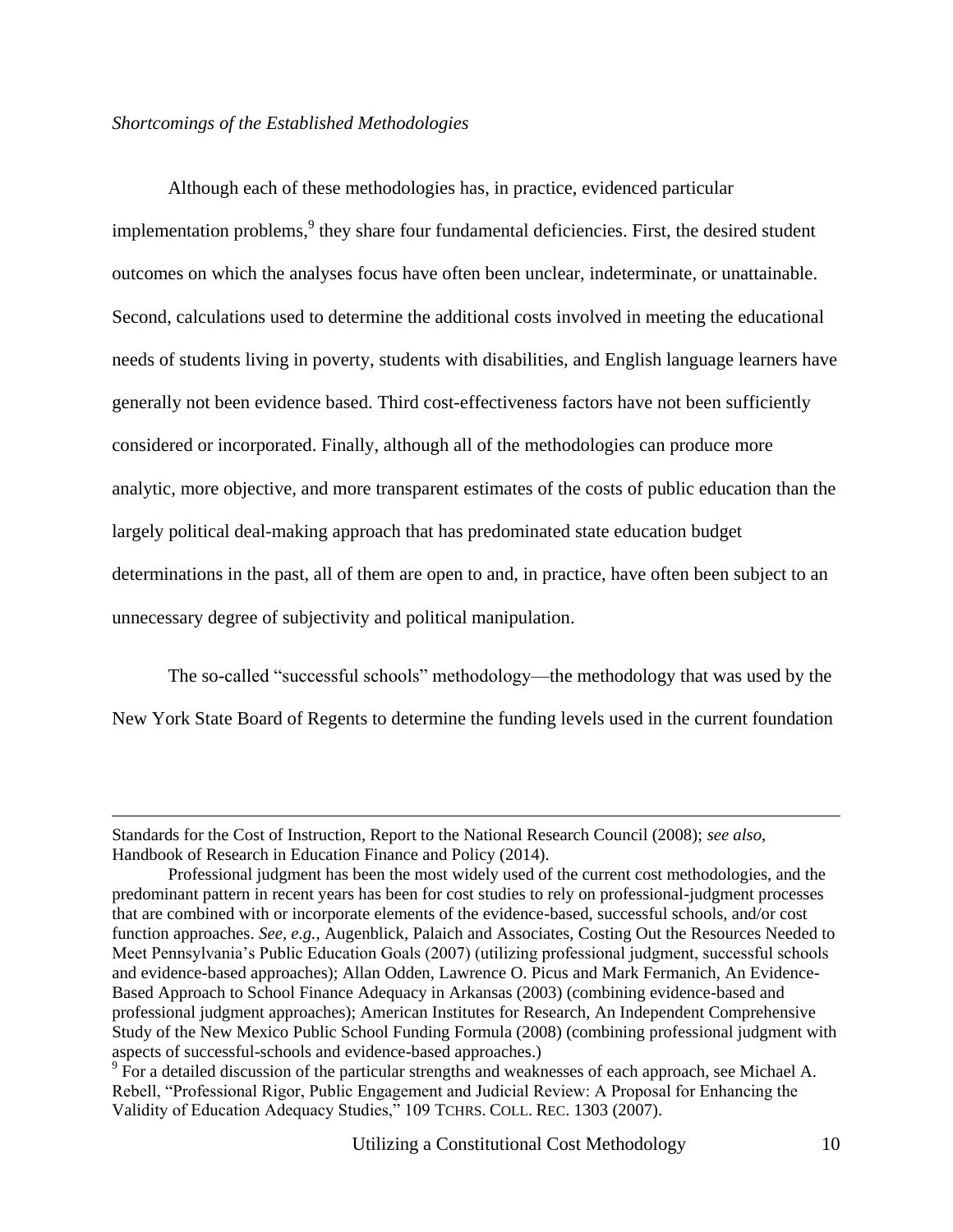*Shortcomings of the Established Methodologies*

Although each of these methodologies has, in practice, evidenced particular implementation problems,[9] they share four fundamental deficiencies. First, the desired student outcomes on which the analyses focus have often been unclear, indeterminate, or unattainable. Second, calculations used to determine the additional costs involved in meeting the educational needs of students living in poverty, students with disabilities, and English language learners have generally not been evidence based. Third cost-effectiveness factors have not been sufficiently considered or incorporated. Finally, although all of the methodologies can produce more analytic, more objective, and more transparent estimates of the costs of public education than the largely political deal-making approach that has predominated state education budget determinations in the past, all of them are open to and, in practice, have often been subject to an unnecessary degree of subjectivity and political manipulation.

The so-called "successful schools" methodology—the methodology that was used by the New York State Board of Regents to determine the funding levels used in the current foundation

---

Standards for the Cost of Instruction, Report to the National Research Council (2008); *see also*, Handbook of Research in Education Finance and Policy (2014).

Professional judgment has been the most widely used of the current cost methodologies, and the predominant pattern in recent years has been for cost studies to rely on professional-judgment processes that are combined with or incorporate elements of the evidence-based, successful schools, and/or cost function approaches. *See, e.g.*, Augenblick, Palaich and Associates, Costing Out the Resources Needed to Meet Pennsylvania's Public Education Goals (2007) (utilizing professional judgment, successful schools and evidence-based approaches); Allan Odden, Lawrence O. Picus and Mark Fermanich, An Evidence-Based Approach to School Finance Adequacy in Arkansas (2003) (combining evidence-based and professional judgment approaches); American Institutes for Research, An Independent Comprehensive Study of the New Mexico Public School Funding Formula (2008) (combining professional judgment with aspects of successful-schools and evidence-based approaches.)

[9] For a detailed discussion of the particular strengths and weaknesses of each approach, see Michael A. Rebell, "Professional Rigor, Public Engagement and Judicial Review: A Proposal for Enhancing the Validity of Education Adequacy Studies," 109 TCHRS. COLL. REC. 1303 (2007).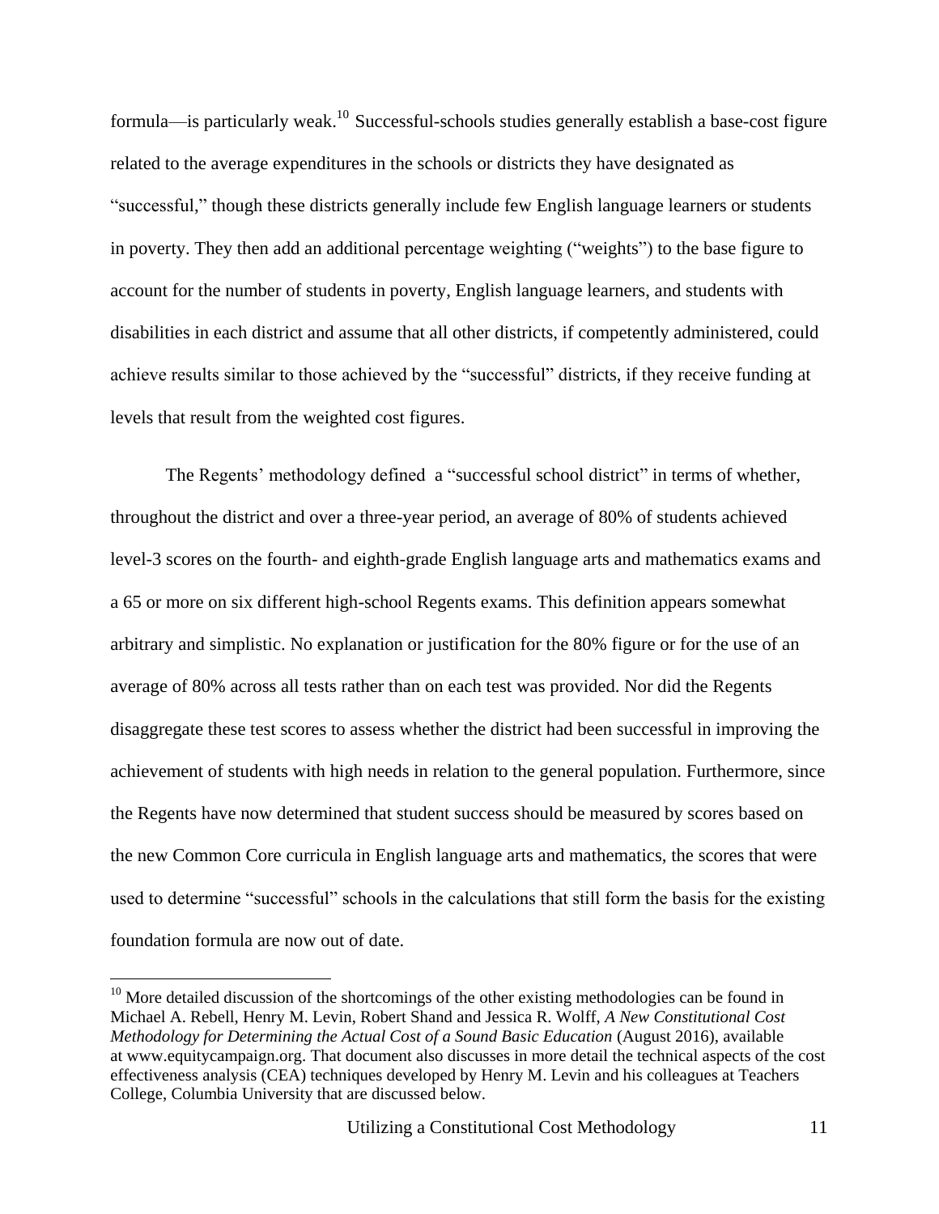formula—is particularly weak.[10] Successful-schools studies generally establish a base-cost figure related to the average expenditures in the schools or districts they have designated as "successful," though these districts generally include few English language learners or students in poverty. They then add an additional percentage weighting ("weights") to the base figure to account for the number of students in poverty, English language learners, and students with disabilities in each district and assume that all other districts, if competently administered, could achieve results similar to those achieved by the "successful" districts, if they receive funding at levels that result from the weighted cost figures.

The Regents' methodology defined a "successful school district" in terms of whether, throughout the district and over a three-year period, an average of 80% of students achieved level-3 scores on the fourth- and eighth-grade English language arts and mathematics exams and a 65 or more on six different high-school Regents exams. This definition appears somewhat arbitrary and simplistic. No explanation or justification for the 80% figure or for the use of an average of 80% across all tests rather than on each test was provided. Nor did the Regents disaggregate these test scores to assess whether the district had been successful in improving the achievement of students with high needs in relation to the general population. Furthermore, since the Regents have now determined that student success should be measured by scores based on the new Common Core curricula in English language arts and mathematics, the scores that were used to determine "successful" schools in the calculations that still form the basis for the existing foundation formula are now out of date.

---

[10] More detailed discussion of the shortcomings of the other existing methodologies can be found in Michael A. Rebell, Henry M. Levin, Robert Shand and Jessica R. Wolff, *A New Constitutional Cost Methodology for Determining the Actual Cost of a Sound Basic Education* (August 2016), available at www.equitycampaign.org. That document also discusses in more detail the technical aspects of the cost effectiveness analysis (CEA) techniques developed by Henry M. Levin and his colleagues at Teachers College, Columbia University that are discussed below.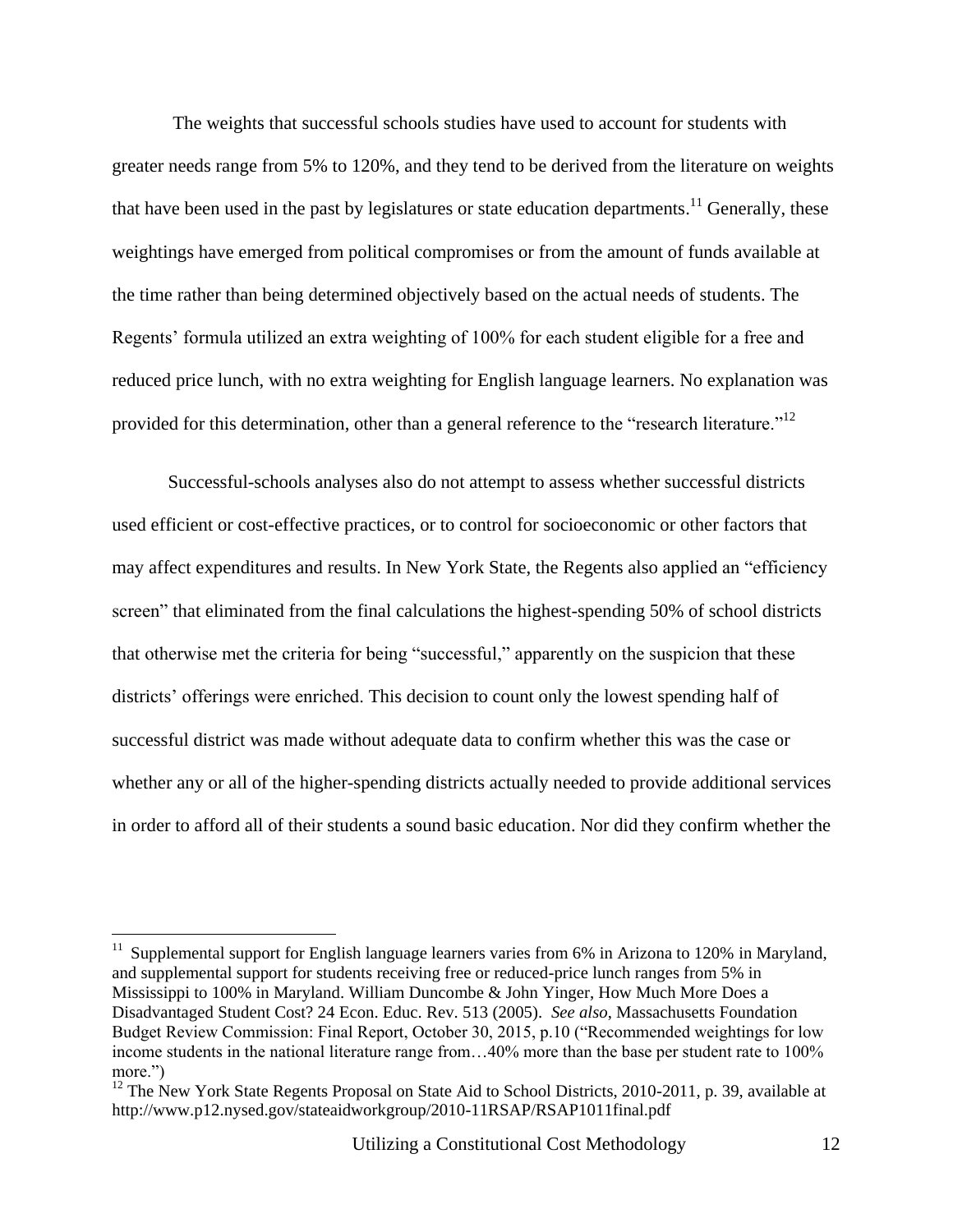The weights that successful schools studies have used to account for students with greater needs range from 5% to 120%, and they tend to be derived from the literature on weights that have been used in the past by legislatures or state education departments.[11] Generally, these weightings have emerged from political compromises or from the amount of funds available at the time rather than being determined objectively based on the actual needs of students. The Regents' formula utilized an extra weighting of 100% for each student eligible for a free and reduced price lunch, with no extra weighting for English language learners. No explanation was provided for this determination, other than a general reference to the "research literature."[12]

Successful-schools analyses also do not attempt to assess whether successful districts used efficient or cost-effective practices, or to control for socioeconomic or other factors that may affect expenditures and results. In New York State, the Regents also applied an "efficiency screen" that eliminated from the final calculations the highest-spending 50% of school districts that otherwise met the criteria for being "successful," apparently on the suspicion that these districts' offerings were enriched. This decision to count only the lowest spending half of successful district was made without adequate data to confirm whether this was the case or whether any or all of the higher-spending districts actually needed to provide additional services in order to afford all of their students a sound basic education. Nor did they confirm whether the

---

[11] Supplemental support for English language learners varies from 6% in Arizona to 120% in Maryland, and supplemental support for students receiving free or reduced-price lunch ranges from 5% in Mississippi to 100% in Maryland. William Duncombe & John Yinger, How Much More Does a Disadvantaged Student Cost? 24 Econ. Educ. Rev. 513 (2005). *See also,* Massachusetts Foundation Budget Review Commission: Final Report, October 30, 2015, p.10 ("Recommended weightings for low income students in the national literature range from…40% more than the base per student rate to 100% more.")

[12] The New York State Regents Proposal on State Aid to School Districts, 2010-2011, p. 39, available at http://www.p12.nysed.gov/stateaidworkgroup/2010-11RSAP/RSAP1011final.pdf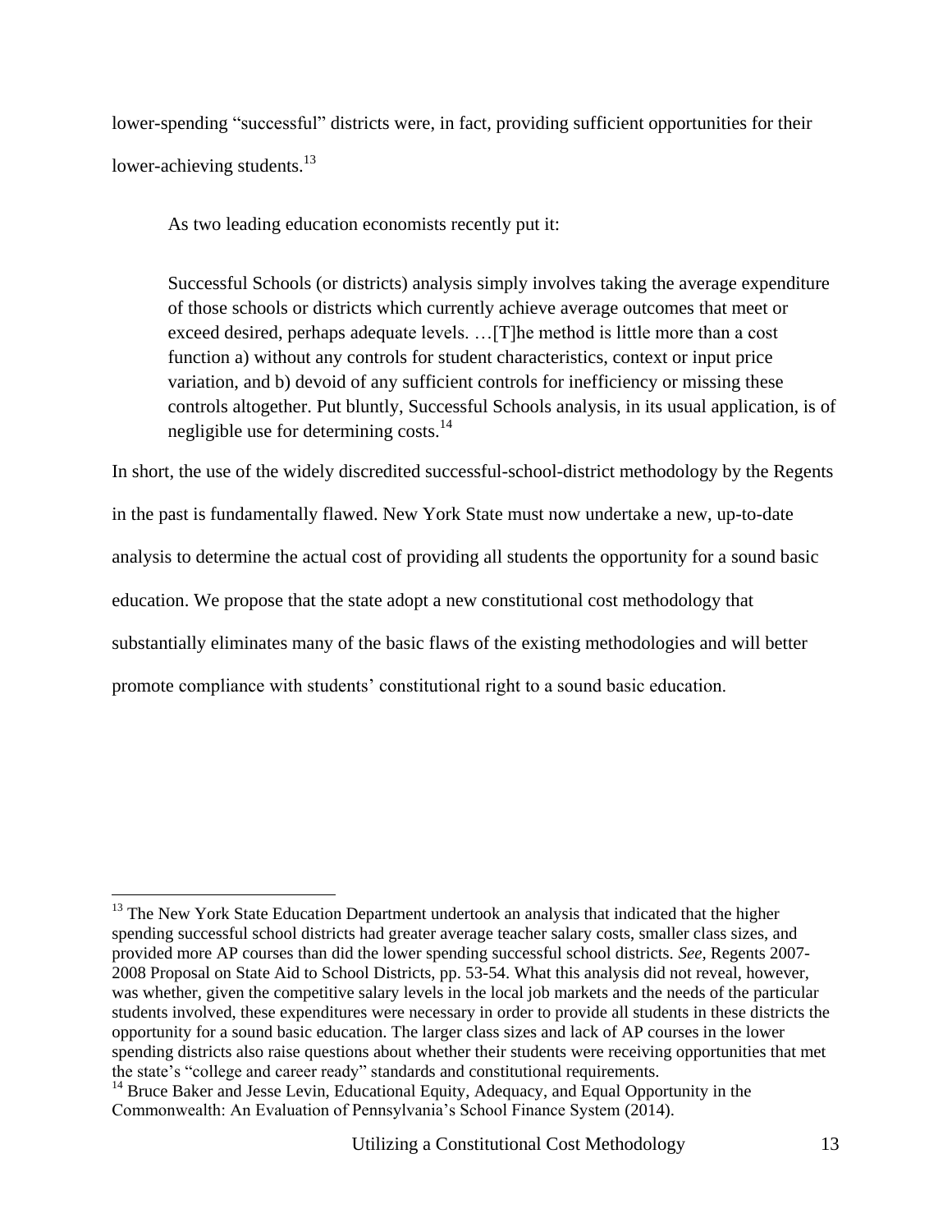lower-spending "successful" districts were, in fact, providing sufficient opportunities for their lower-achieving students.[13]

As two leading education economists recently put it:

> Successful Schools (or districts) analysis simply involves taking the average expenditure of those schools or districts which currently achieve average outcomes that meet or exceed desired, perhaps adequate levels. …[T]he method is little more than a cost function a) without any controls for student characteristics, context or input price variation, and b) devoid of any sufficient controls for inefficiency or missing these controls altogether. Put bluntly, Successful Schools analysis, in its usual application, is of negligible use for determining costs.[14]

In short, the use of the widely discredited successful-school-district methodology by the Regents in the past is fundamentally flawed. New York State must now undertake a new, up-to-date analysis to determine the actual cost of providing all students the opportunity for a sound basic education. We propose that the state adopt a new constitutional cost methodology that substantially eliminates many of the basic flaws of the existing methodologies and will better promote compliance with students' constitutional right to a sound basic education.

---

[13] The New York State Education Department undertook an analysis that indicated that the higher spending successful school districts had greater average teacher salary costs, smaller class sizes, and provided more AP courses than did the lower spending successful school districts. *See*, Regents 2007-2008 Proposal on State Aid to School Districts, pp. 53-54. What this analysis did not reveal, however, was whether, given the competitive salary levels in the local job markets and the needs of the particular students involved, these expenditures were necessary in order to provide all students in these districts the opportunity for a sound basic education. The larger class sizes and lack of AP courses in the lower spending districts also raise questions about whether their students were receiving opportunities that met the state's "college and career ready" standards and constitutional requirements.

[14] Bruce Baker and Jesse Levin, Educational Equity, Adequacy, and Equal Opportunity in the Commonwealth: An Evaluation of Pennsylvania's School Finance System (2014).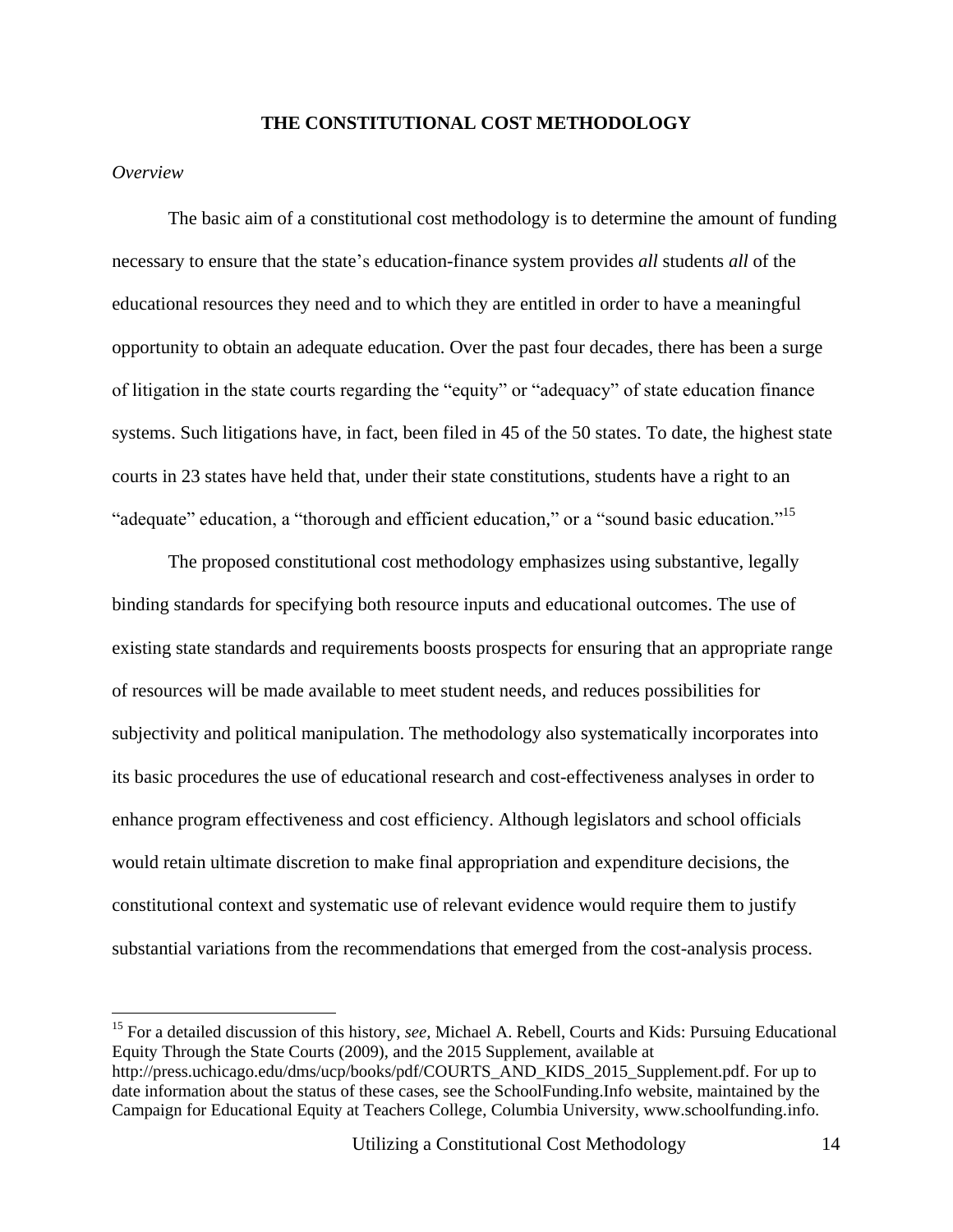## THE CONSTITUTIONAL COST METHODOLOGY

*Overview*

The basic aim of a constitutional cost methodology is to determine the amount of funding necessary to ensure that the state's education-finance system provides *all* students *all* of the educational resources they need and to which they are entitled in order to have a meaningful opportunity to obtain an adequate education. Over the past four decades, there has been a surge of litigation in the state courts regarding the "equity" or "adequacy" of state education finance systems. Such litigations have, in fact, been filed in 45 of the 50 states. To date, the highest state courts in 23 states have held that, under their state constitutions, students have a right to an "adequate" education, a "thorough and efficient education," or a "sound basic education."[15]

The proposed constitutional cost methodology emphasizes using substantive, legally binding standards for specifying both resource inputs and educational outcomes. The use of existing state standards and requirements boosts prospects for ensuring that an appropriate range of resources will be made available to meet student needs, and reduces possibilities for subjectivity and political manipulation. The methodology also systematically incorporates into its basic procedures the use of educational research and cost-effectiveness analyses in order to enhance program effectiveness and cost efficiency. Although legislators and school officials would retain ultimate discretion to make final appropriation and expenditure decisions, the constitutional context and systematic use of relevant evidence would require them to justify substantial variations from the recommendations that emerged from the cost-analysis process.

---

[15] For a detailed discussion of this history, *see,* Michael A. Rebell, Courts and Kids: Pursuing Educational Equity Through the State Courts (2009), and the 2015 Supplement, available at http://press.uchicago.edu/dms/ucp/books/pdf/COURTS_AND_KIDS_2015_Supplement.pdf. For up to date information about the status of these cases, see the SchoolFunding.Info website, maintained by the Campaign for Educational Equity at Teachers College, Columbia University, www.schoolfunding.info.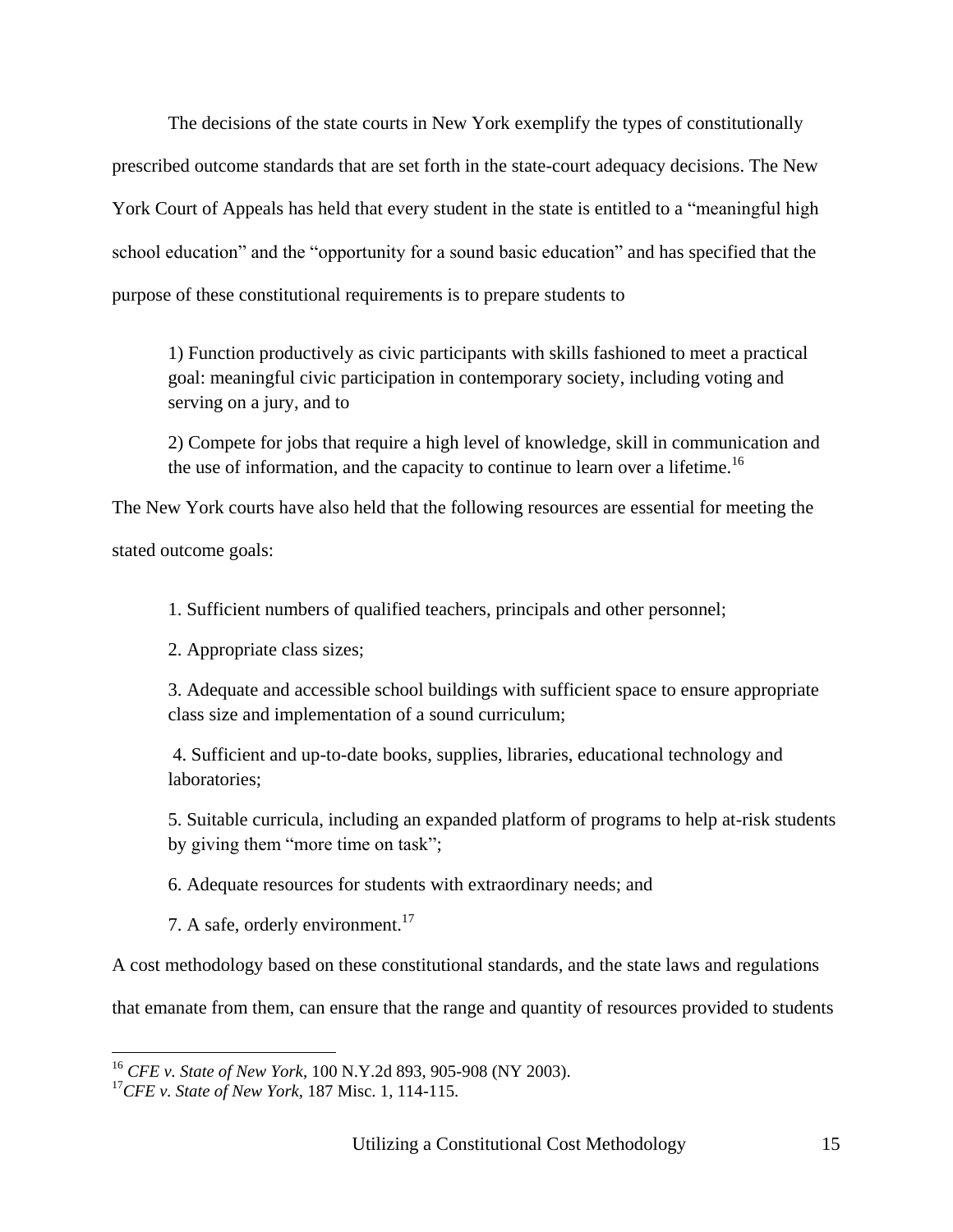The decisions of the state courts in New York exemplify the types of constitutionally prescribed outcome standards that are set forth in the state-court adequacy decisions. The New York Court of Appeals has held that every student in the state is entitled to a "meaningful high school education" and the "opportunity for a sound basic education" and has specified that the purpose of these constitutional requirements is to prepare students to

> 1) Function productively as civic participants with skills fashioned to meet a practical goal: meaningful civic participation in contemporary society, including voting and serving on a jury, and to
>
> 2) Compete for jobs that require a high level of knowledge, skill in communication and the use of information, and the capacity to continue to learn over a lifetime.[16]

The New York courts have also held that the following resources are essential for meeting the stated outcome goals:

> 1. Sufficient numbers of qualified teachers, principals and other personnel;
>
> 2. Appropriate class sizes;
>
> 3. Adequate and accessible school buildings with sufficient space to ensure appropriate class size and implementation of a sound curriculum;
>
> 4. Sufficient and up-to-date books, supplies, libraries, educational technology and laboratories;
>
> 5. Suitable curricula, including an expanded platform of programs to help at-risk students by giving them "more time on task";
>
> 6. Adequate resources for students with extraordinary needs; and
>
> 7. A safe, orderly environment.[17]

A cost methodology based on these constitutional standards, and the state laws and regulations that emanate from them, can ensure that the range and quantity of resources provided to students

---

[16] *CFE v. State of New York*, 100 N.Y.2d 893, 905-908 (NY 2003).

[17] *CFE v. State of New York*, 187 Misc. 1, 114-115.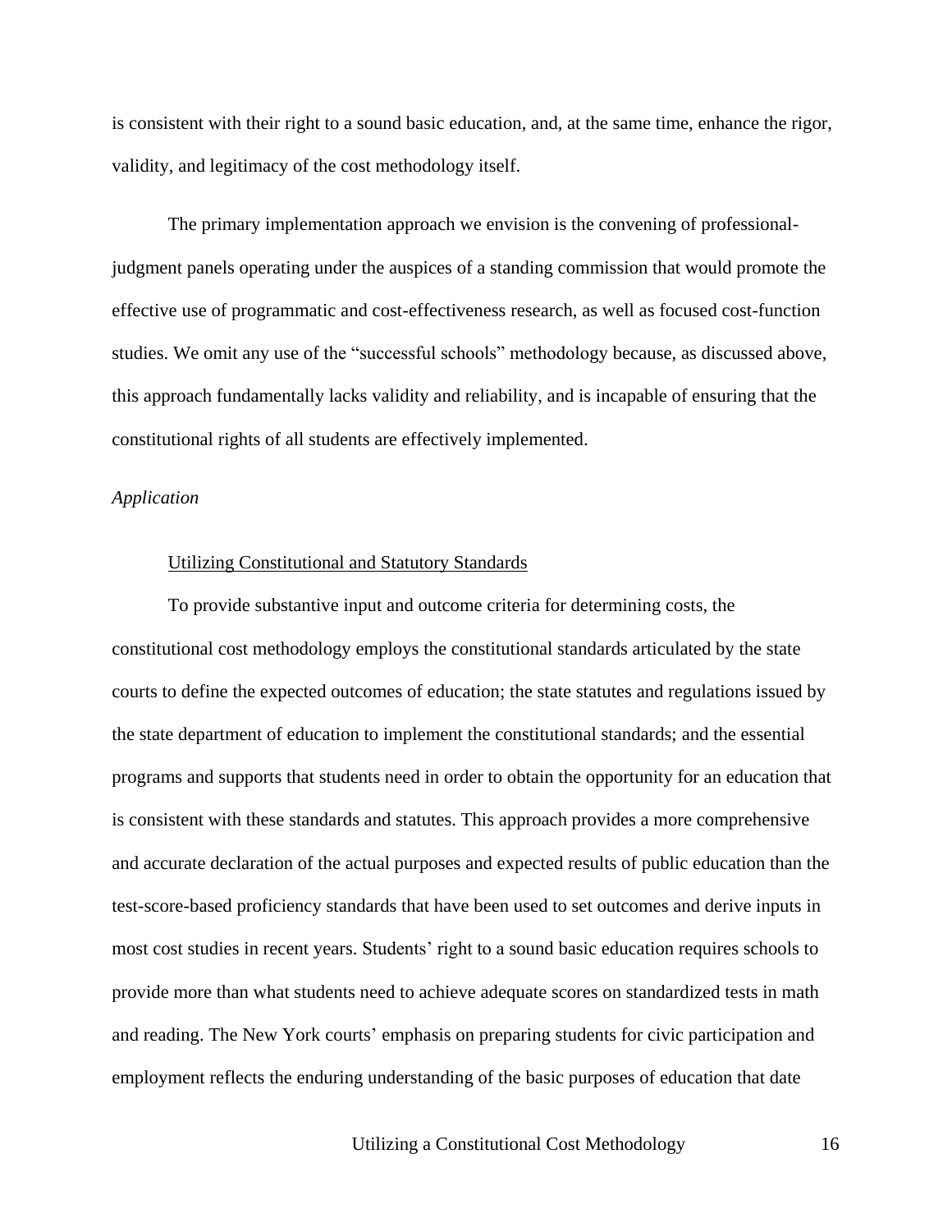is consistent with their right to a sound basic education, and, at the same time, enhance the rigor, validity, and legitimacy of the cost methodology itself.

The primary implementation approach we envision is the convening of professional-judgment panels operating under the auspices of a standing commission that would promote the effective use of programmatic and cost-effectiveness research, as well as focused cost-function studies. We omit any use of the "successful schools" methodology because, as discussed above, this approach fundamentally lacks validity and reliability, and is incapable of ensuring that the constitutional rights of all students are effectively implemented.

*Application*

Utilizing Constitutional and Statutory Standards

To provide substantive input and outcome criteria for determining costs, the constitutional cost methodology employs the constitutional standards articulated by the state courts to define the expected outcomes of education; the state statutes and regulations issued by the state department of education to implement the constitutional standards; and the essential programs and supports that students need in order to obtain the opportunity for an education that is consistent with these standards and statutes. This approach provides a more comprehensive and accurate declaration of the actual purposes and expected results of public education than the test-score-based proficiency standards that have been used to set outcomes and derive inputs in most cost studies in recent years. Students' right to a sound basic education requires schools to provide more than what students need to achieve adequate scores on standardized tests in math and reading. The New York courts' emphasis on preparing students for civic participation and employment reflects the enduring understanding of the basic purposes of education that date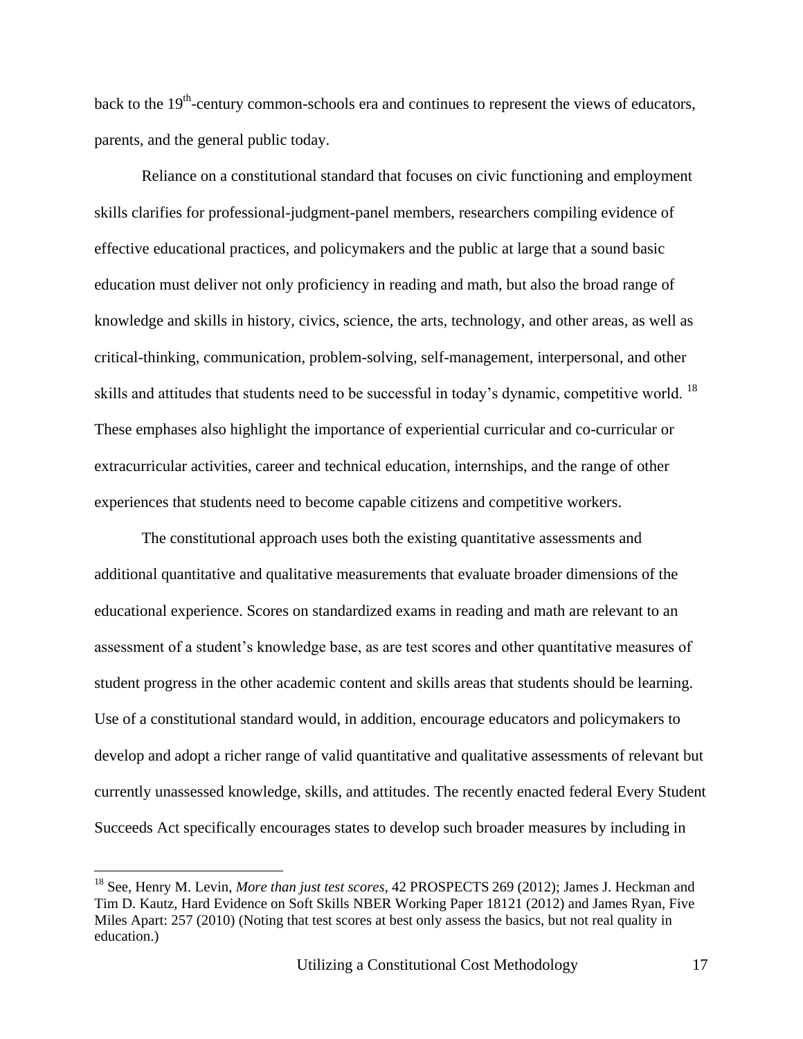back to the 19th-century common-schools era and continues to represent the views of educators, parents, and the general public today.

Reliance on a constitutional standard that focuses on civic functioning and employment skills clarifies for professional-judgment-panel members, researchers compiling evidence of effective educational practices, and policymakers and the public at large that a sound basic education must deliver not only proficiency in reading and math, but also the broad range of knowledge and skills in history, civics, science, the arts, technology, and other areas, as well as critical-thinking, communication, problem-solving, self-management, interpersonal, and other skills and attitudes that students need to be successful in today's dynamic, competitive world. [18] These emphases also highlight the importance of experiential curricular and co-curricular or extracurricular activities, career and technical education, internships, and the range of other experiences that students need to become capable citizens and competitive workers.

The constitutional approach uses both the existing quantitative assessments and additional quantitative and qualitative measurements that evaluate broader dimensions of the educational experience. Scores on standardized exams in reading and math are relevant to an assessment of a student's knowledge base, as are test scores and other quantitative measures of student progress in the other academic content and skills areas that students should be learning. Use of a constitutional standard would, in addition, encourage educators and policymakers to develop and adopt a richer range of valid quantitative and qualitative assessments of relevant but currently unassessed knowledge, skills, and attitudes. The recently enacted federal Every Student Succeeds Act specifically encourages states to develop such broader measures by including in

---

[18] See, Henry M. Levin, *More than just test scores*, 42 PROSPECTS 269 (2012); James J. Heckman and Tim D. Kautz, Hard Evidence on Soft Skills NBER Working Paper 18121 (2012) and James Ryan, Five Miles Apart: 257 (2010) (Noting that test scores at best only assess the basics, but not real quality in education.)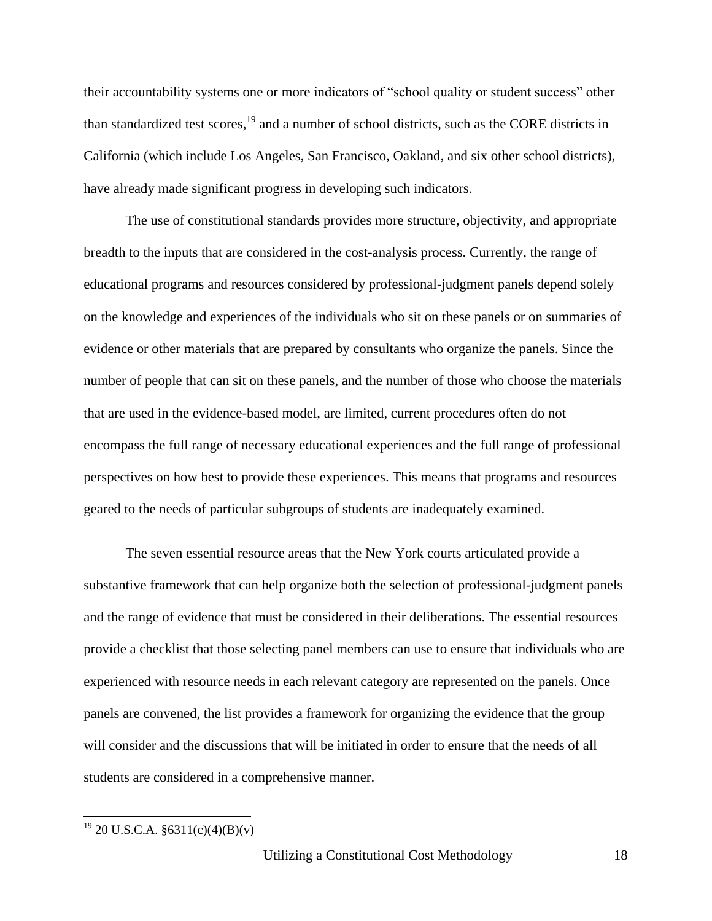their accountability systems one or more indicators of "school quality or student success" other than standardized test scores,[19] and a number of school districts, such as the CORE districts in California (which include Los Angeles, San Francisco, Oakland, and six other school districts), have already made significant progress in developing such indicators.

The use of constitutional standards provides more structure, objectivity, and appropriate breadth to the inputs that are considered in the cost-analysis process. Currently, the range of educational programs and resources considered by professional-judgment panels depend solely on the knowledge and experiences of the individuals who sit on these panels or on summaries of evidence or other materials that are prepared by consultants who organize the panels. Since the number of people that can sit on these panels, and the number of those who choose the materials that are used in the evidence-based model, are limited, current procedures often do not encompass the full range of necessary educational experiences and the full range of professional perspectives on how best to provide these experiences. This means that programs and resources geared to the needs of particular subgroups of students are inadequately examined.

The seven essential resource areas that the New York courts articulated provide a substantive framework that can help organize both the selection of professional-judgment panels and the range of evidence that must be considered in their deliberations. The essential resources provide a checklist that those selecting panel members can use to ensure that individuals who are experienced with resource needs in each relevant category are represented on the panels. Once panels are convened, the list provides a framework for organizing the evidence that the group will consider and the discussions that will be initiated in order to ensure that the needs of all students are considered in a comprehensive manner.

---

[19] 20 U.S.C.A. §6311(c)(4)(B)(v)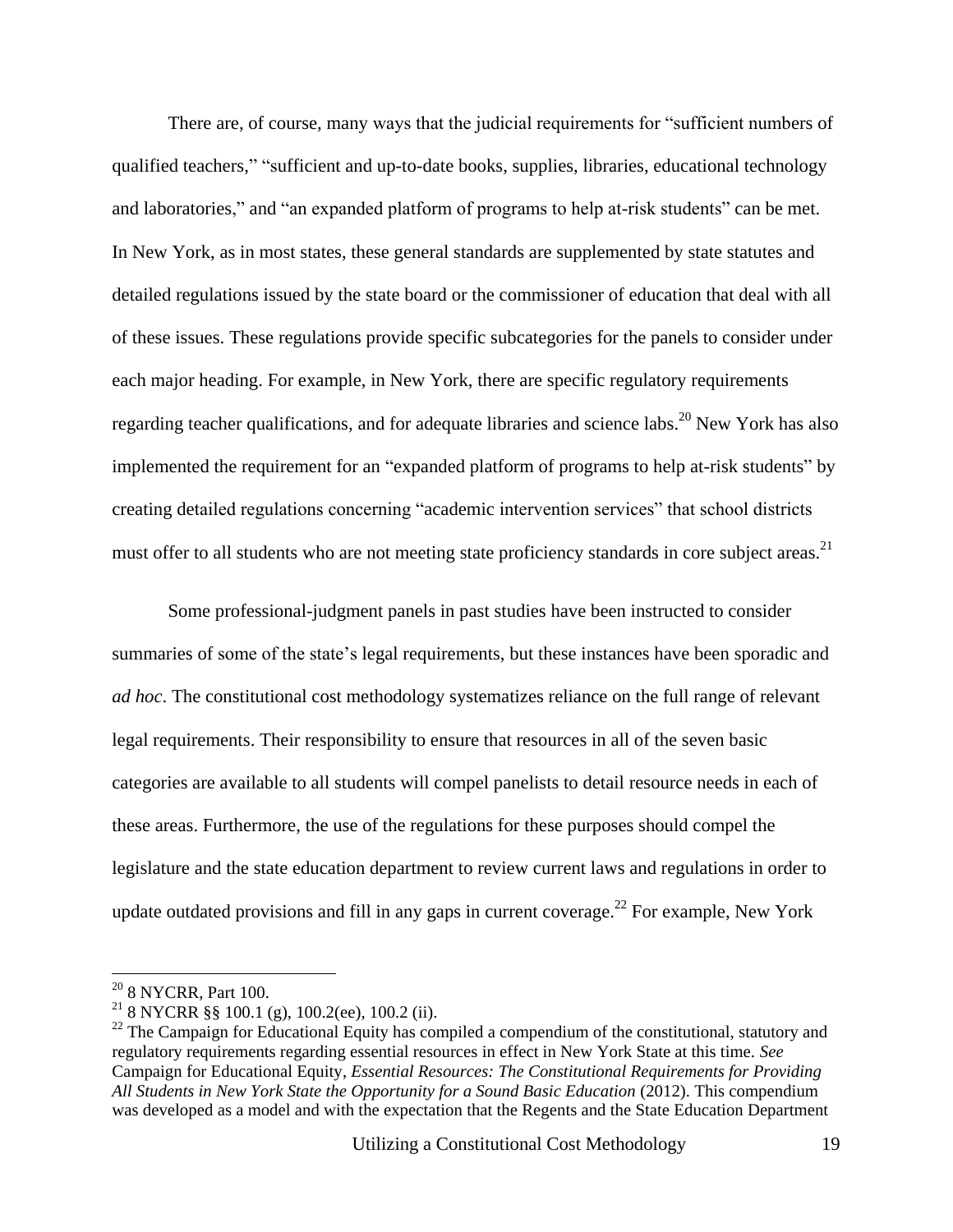There are, of course, many ways that the judicial requirements for "sufficient numbers of qualified teachers," "sufficient and up-to-date books, supplies, libraries, educational technology and laboratories," and "an expanded platform of programs to help at-risk students" can be met. In New York, as in most states, these general standards are supplemented by state statutes and detailed regulations issued by the state board or the commissioner of education that deal with all of these issues. These regulations provide specific subcategories for the panels to consider under each major heading. For example, in New York, there are specific regulatory requirements regarding teacher qualifications, and for adequate libraries and science labs.[20] New York has also implemented the requirement for an "expanded platform of programs to help at-risk students" by creating detailed regulations concerning "academic intervention services" that school districts must offer to all students who are not meeting state proficiency standards in core subject areas.[21]

Some professional-judgment panels in past studies have been instructed to consider summaries of some of the state's legal requirements, but these instances have been sporadic and *ad hoc*. The constitutional cost methodology systematizes reliance on the full range of relevant legal requirements. Their responsibility to ensure that resources in all of the seven basic categories are available to all students will compel panelists to detail resource needs in each of these areas. Furthermore, the use of the regulations for these purposes should compel the legislature and the state education department to review current laws and regulations in order to update outdated provisions and fill in any gaps in current coverage.[22] For example, New York

---

[20] 8 NYCRR, Part 100.

[21] 8 NYCRR §§ 100.1 (g), 100.2(ee), 100.2 (ii).

[22] The Campaign for Educational Equity has compiled a compendium of the constitutional, statutory and regulatory requirements regarding essential resources in effect in New York State at this time. *See* Campaign for Educational Equity, *Essential Resources: The Constitutional Requirements for Providing All Students in New York State the Opportunity for a Sound Basic Education* (2012). This compendium was developed as a model and with the expectation that the Regents and the State Education Department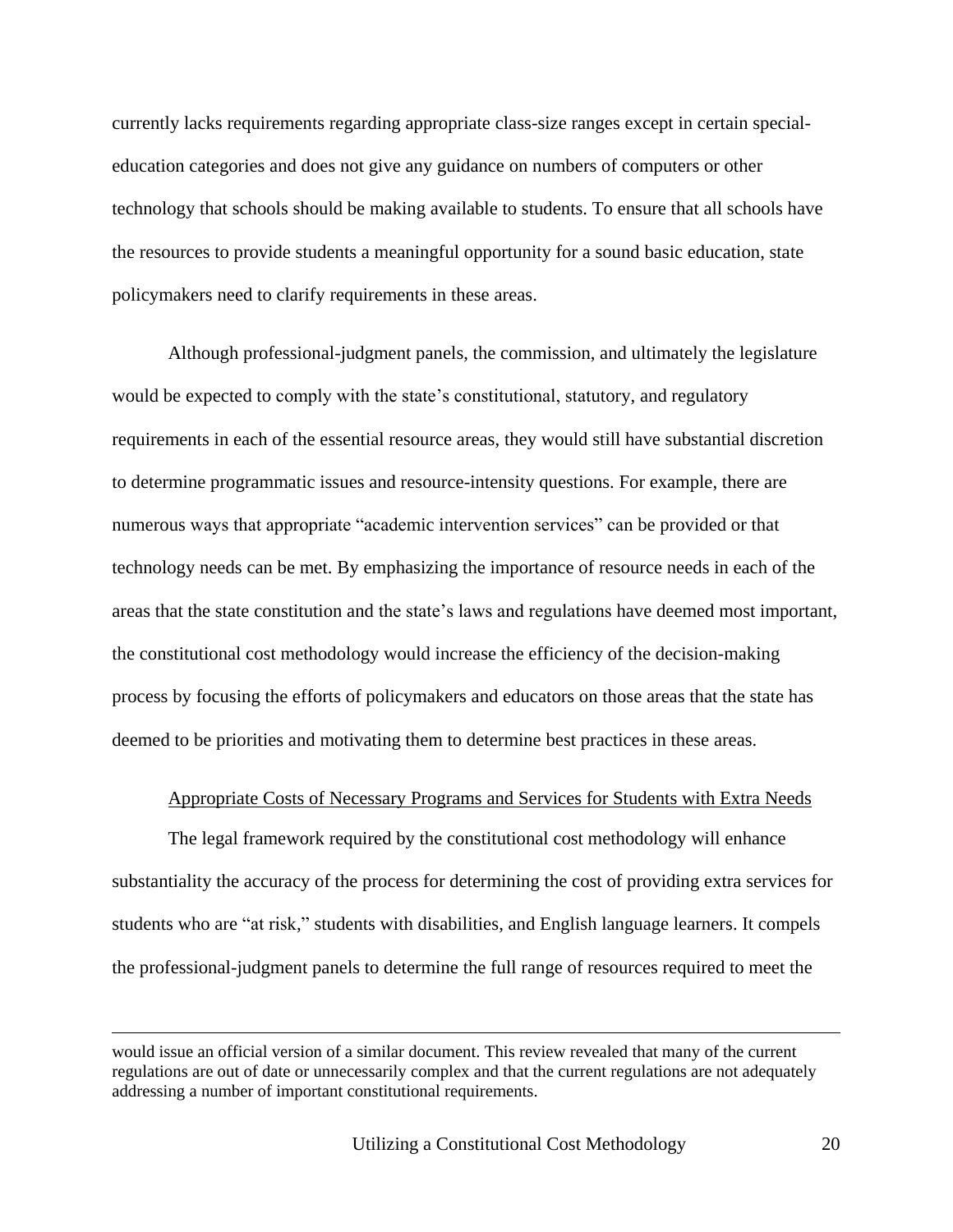currently lacks requirements regarding appropriate class-size ranges except in certain special-education categories and does not give any guidance on numbers of computers or other technology that schools should be making available to students. To ensure that all schools have the resources to provide students a meaningful opportunity for a sound basic education, state policymakers need to clarify requirements in these areas.

Although professional-judgment panels, the commission, and ultimately the legislature would be expected to comply with the state's constitutional, statutory, and regulatory requirements in each of the essential resource areas, they would still have substantial discretion to determine programmatic issues and resource-intensity questions. For example, there are numerous ways that appropriate "academic intervention services" can be provided or that technology needs can be met. By emphasizing the importance of resource needs in each of the areas that the state constitution and the state's laws and regulations have deemed most important, the constitutional cost methodology would increase the efficiency of the decision-making process by focusing the efforts of policymakers and educators on those areas that the state has deemed to be priorities and motivating them to determine best practices in these areas.

<u>Appropriate Costs of Necessary Programs and Services for Students with Extra Needs</u>

The legal framework required by the constitutional cost methodology will enhance substantiality the accuracy of the process for determining the cost of providing extra services for students who are "at risk," students with disabilities, and English language learners. It compels the professional-judgment panels to determine the full range of resources required to meet the

---

would issue an official version of a similar document. This review revealed that many of the current regulations are out of date or unnecessarily complex and that the current regulations are not adequately addressing a number of important constitutional requirements.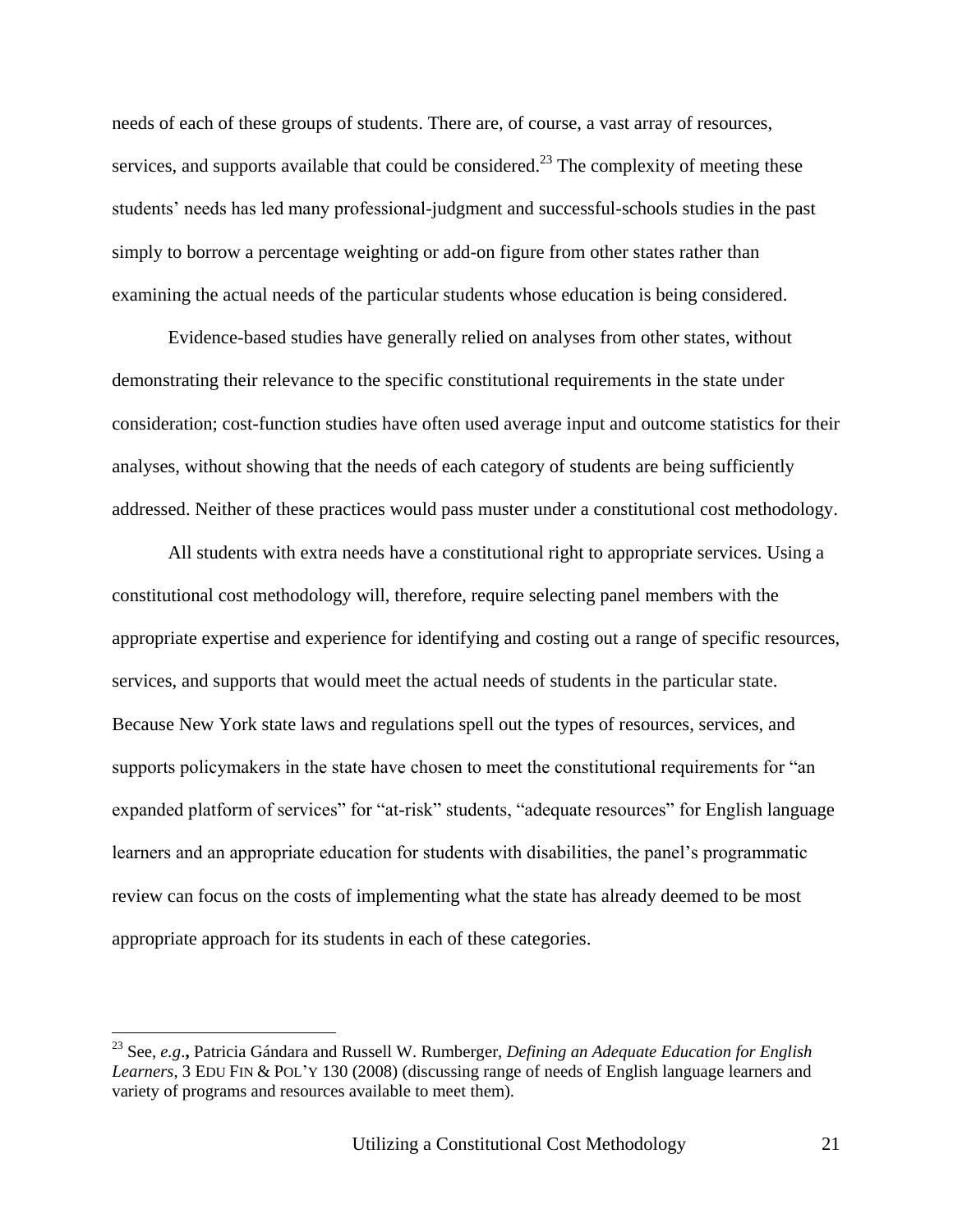needs of each of these groups of students. There are, of course, a vast array of resources, services, and supports available that could be considered.[23] The complexity of meeting these students' needs has led many professional-judgment and successful-schools studies in the past simply to borrow a percentage weighting or add-on figure from other states rather than examining the actual needs of the particular students whose education is being considered.

Evidence-based studies have generally relied on analyses from other states, without demonstrating their relevance to the specific constitutional requirements in the state under consideration; cost-function studies have often used average input and outcome statistics for their analyses, without showing that the needs of each category of students are being sufficiently addressed. Neither of these practices would pass muster under a constitutional cost methodology.

All students with extra needs have a constitutional right to appropriate services. Using a constitutional cost methodology will, therefore, require selecting panel members with the appropriate expertise and experience for identifying and costing out a range of specific resources, services, and supports that would meet the actual needs of students in the particular state. Because New York state laws and regulations spell out the types of resources, services, and supports policymakers in the state have chosen to meet the constitutional requirements for "an expanded platform of services" for "at-risk" students, "adequate resources" for English language learners and an appropriate education for students with disabilities, the panel's programmatic review can focus on the costs of implementing what the state has already deemed to be most appropriate approach for its students in each of these categories.

---

[23] See, *e.g*., Patricia Gándara and Russell W. Rumberger, *Defining an Adequate Education for English Learners*, 3 EDU FIN & POL'Y 130 (2008) (discussing range of needs of English language learners and variety of programs and resources available to meet them).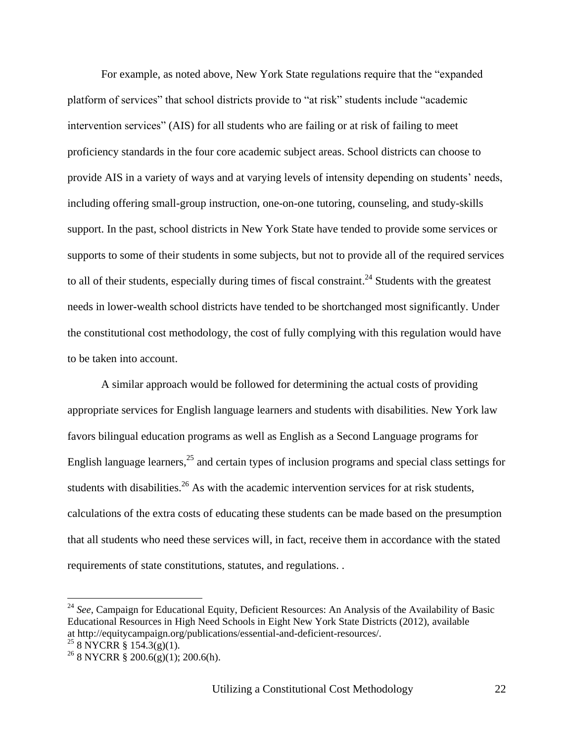For example, as noted above, New York State regulations require that the "expanded platform of services" that school districts provide to "at risk" students include "academic intervention services" (AIS) for all students who are failing or at risk of failing to meet proficiency standards in the four core academic subject areas. School districts can choose to provide AIS in a variety of ways and at varying levels of intensity depending on students' needs, including offering small-group instruction, one-on-one tutoring, counseling, and study-skills support. In the past, school districts in New York State have tended to provide some services or supports to some of their students in some subjects, but not to provide all of the required services to all of their students, especially during times of fiscal constraint.[24] Students with the greatest needs in lower-wealth school districts have tended to be shortchanged most significantly. Under the constitutional cost methodology, the cost of fully complying with this regulation would have to be taken into account.

A similar approach would be followed for determining the actual costs of providing appropriate services for English language learners and students with disabilities. New York law favors bilingual education programs as well as English as a Second Language programs for English language learners,[25] and certain types of inclusion programs and special class settings for students with disabilities.[26] As with the academic intervention services for at risk students, calculations of the extra costs of educating these students can be made based on the presumption that all students who need these services will, in fact, receive them in accordance with the stated requirements of state constitutions, statutes, and regulations. .

---

[24] *See*, Campaign for Educational Equity, Deficient Resources: An Analysis of the Availability of Basic Educational Resources in High Need Schools in Eight New York State Districts (2012), available at http://equitycampaign.org/publications/essential-and-deficient-resources/.

[25] 8 NYCRR § 154.3(g)(1).

[26] 8 NYCRR § 200.6(g)(1); 200.6(h).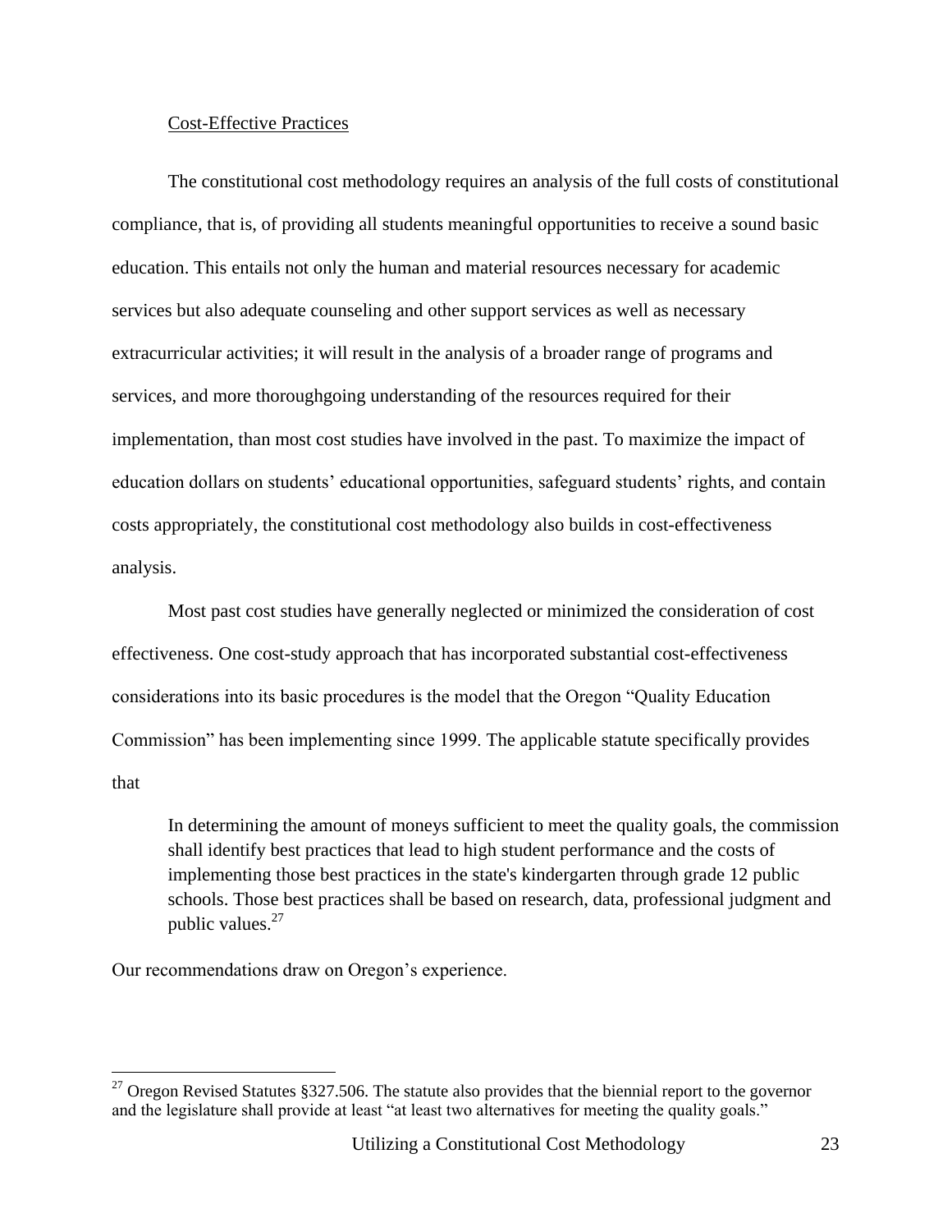Cost-Effective Practices

The constitutional cost methodology requires an analysis of the full costs of constitutional compliance, that is, of providing all students meaningful opportunities to receive a sound basic education. This entails not only the human and material resources necessary for academic services but also adequate counseling and other support services as well as necessary extracurricular activities; it will result in the analysis of a broader range of programs and services, and more thoroughgoing understanding of the resources required for their implementation, than most cost studies have involved in the past. To maximize the impact of education dollars on students' educational opportunities, safeguard students' rights, and contain costs appropriately, the constitutional cost methodology also builds in cost-effectiveness analysis.

Most past cost studies have generally neglected or minimized the consideration of cost effectiveness. One cost-study approach that has incorporated substantial cost-effectiveness considerations into its basic procedures is the model that the Oregon "Quality Education Commission" has been implementing since 1999. The applicable statute specifically provides that

> In determining the amount of moneys sufficient to meet the quality goals, the commission shall identify best practices that lead to high student performance and the costs of implementing those best practices in the state's kindergarten through grade 12 public schools. Those best practices shall be based on research, data, professional judgment and public values.[27]

Our recommendations draw on Oregon's experience.

---

[27] Oregon Revised Statutes §327.506. The statute also provides that the biennial report to the governor and the legislature shall provide at least "at least two alternatives for meeting the quality goals."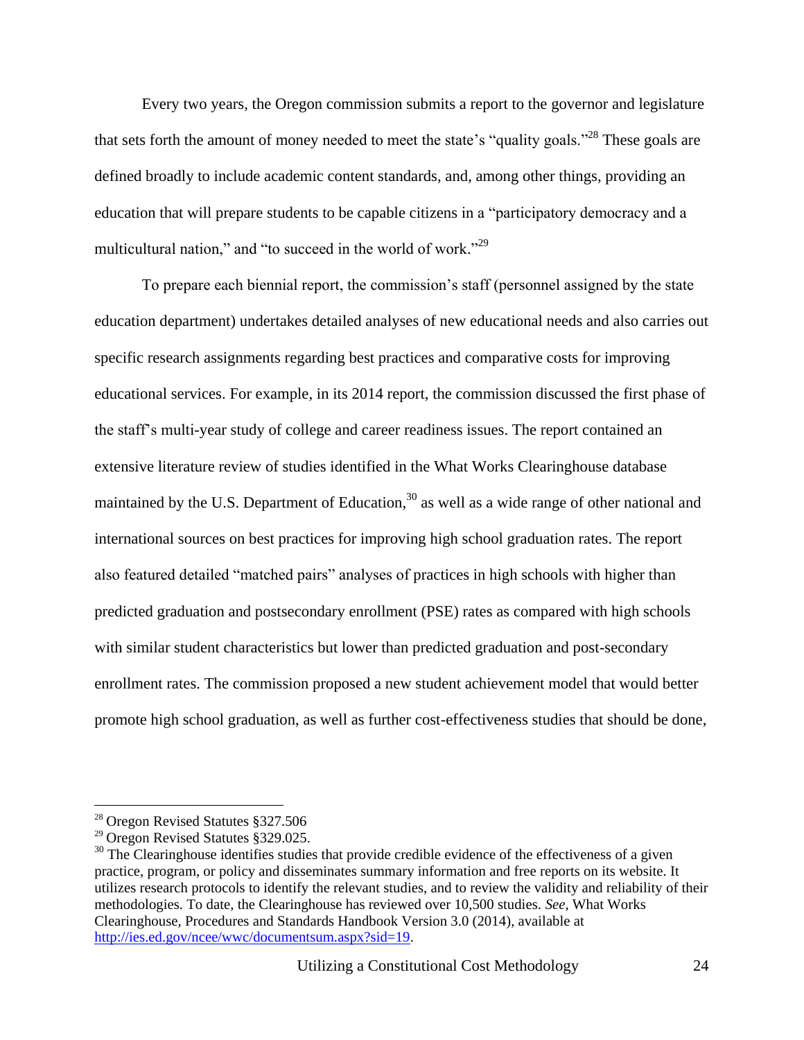Every two years, the Oregon commission submits a report to the governor and legislature that sets forth the amount of money needed to meet the state's "quality goals."[28] These goals are defined broadly to include academic content standards, and, among other things, providing an education that will prepare students to be capable citizens in a "participatory democracy and a multicultural nation," and "to succeed in the world of work."[29]

To prepare each biennial report, the commission's staff (personnel assigned by the state education department) undertakes detailed analyses of new educational needs and also carries out specific research assignments regarding best practices and comparative costs for improving educational services. For example, in its 2014 report, the commission discussed the first phase of the staff's multi-year study of college and career readiness issues. The report contained an extensive literature review of studies identified in the What Works Clearinghouse database maintained by the U.S. Department of Education,[30] as well as a wide range of other national and international sources on best practices for improving high school graduation rates. The report also featured detailed "matched pairs" analyses of practices in high schools with higher than predicted graduation and postsecondary enrollment (PSE) rates as compared with high schools with similar student characteristics but lower than predicted graduation and post-secondary enrollment rates. The commission proposed a new student achievement model that would better promote high school graduation, as well as further cost-effectiveness studies that should be done,

---

[28] Oregon Revised Statutes §327.506

[29] Oregon Revised Statutes §329.025.

[30] The Clearinghouse identifies studies that provide credible evidence of the effectiveness of a given practice, program, or policy and disseminates summary information and free reports on its website. It utilizes research protocols to identify the relevant studies, and to review the validity and reliability of their methodologies. To date, the Clearinghouse has reviewed over 10,500 studies. *See*, What Works Clearinghouse, Procedures and Standards Handbook Version 3.0 (2014), available at http://ies.ed.gov/ncee/wwc/documentsum.aspx?sid=19.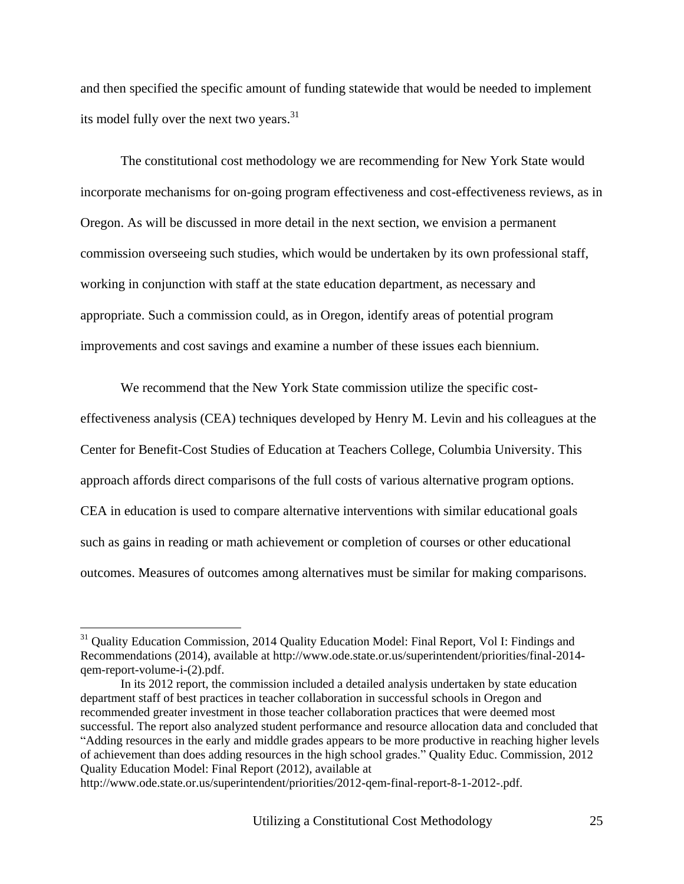and then specified the specific amount of funding statewide that would be needed to implement its model fully over the next two years.[31]

The constitutional cost methodology we are recommending for New York State would incorporate mechanisms for on-going program effectiveness and cost-effectiveness reviews, as in Oregon. As will be discussed in more detail in the next section, we envision a permanent commission overseeing such studies, which would be undertaken by its own professional staff, working in conjunction with staff at the state education department, as necessary and appropriate. Such a commission could, as in Oregon, identify areas of potential program improvements and cost savings and examine a number of these issues each biennium.

We recommend that the New York State commission utilize the specific cost-effectiveness analysis (CEA) techniques developed by Henry M. Levin and his colleagues at the Center for Benefit-Cost Studies of Education at Teachers College, Columbia University. This approach affords direct comparisons of the full costs of various alternative program options. CEA in education is used to compare alternative interventions with similar educational goals such as gains in reading or math achievement or completion of courses or other educational outcomes. Measures of outcomes among alternatives must be similar for making comparisons.

---

[31] Quality Education Commission, 2014 Quality Education Model: Final Report, Vol I: Findings and Recommendations (2014), available at http://www.ode.state.or.us/superintendent/priorities/final-2014-qem-report-volume-i-(2).pdf.

In its 2012 report, the commission included a detailed analysis undertaken by state education department staff of best practices in teacher collaboration in successful schools in Oregon and recommended greater investment in those teacher collaboration practices that were deemed most successful. The report also analyzed student performance and resource allocation data and concluded that "Adding resources in the early and middle grades appears to be more productive in reaching higher levels of achievement than does adding resources in the high school grades." Quality Educ. Commission, 2012 Quality Education Model: Final Report (2012), available at http://www.ode.state.or.us/superintendent/priorities/2012-qem-final-report-8-1-2012-.pdf.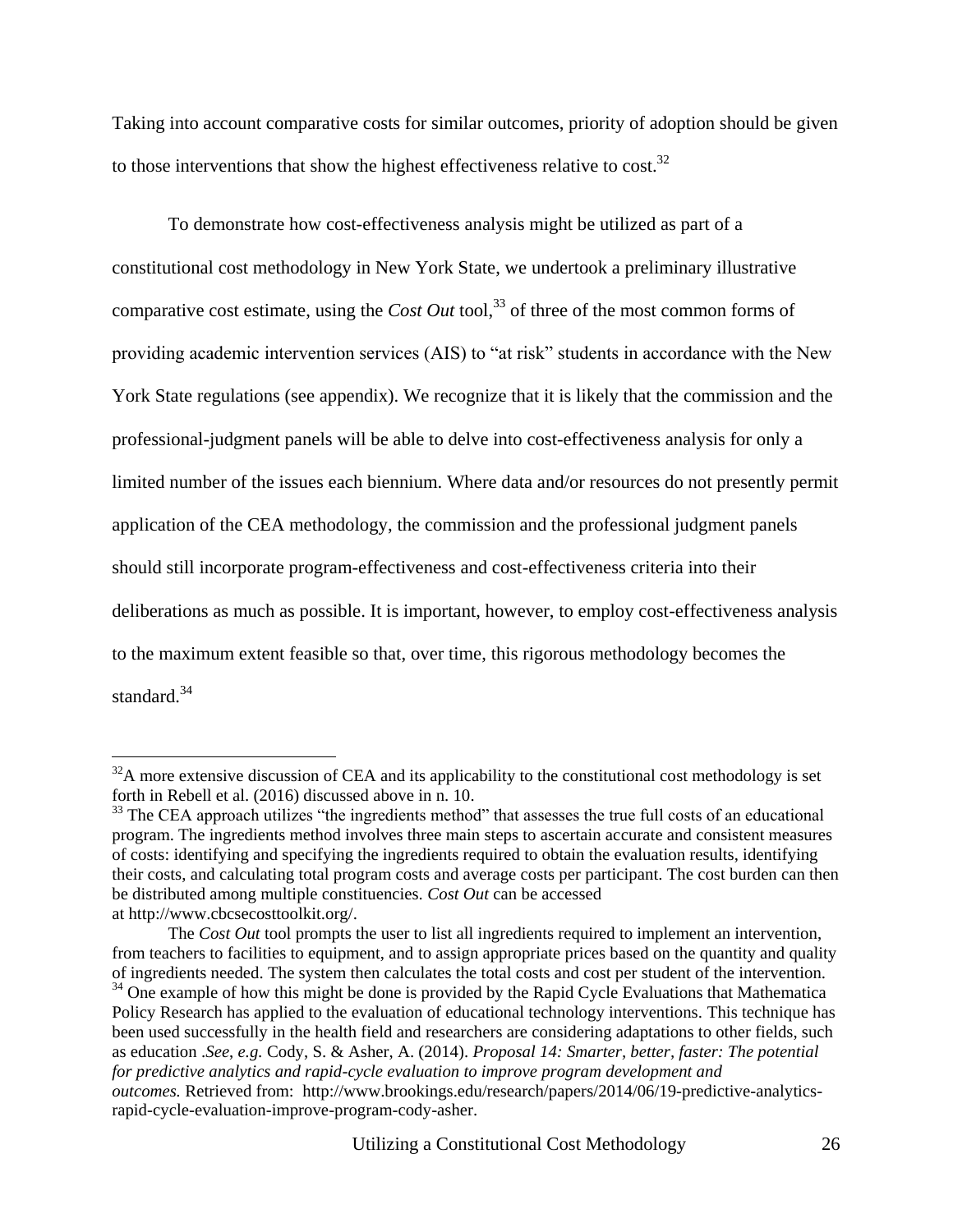Taking into account comparative costs for similar outcomes, priority of adoption should be given to those interventions that show the highest effectiveness relative to cost.[32]

To demonstrate how cost-effectiveness analysis might be utilized as part of a constitutional cost methodology in New York State, we undertook a preliminary illustrative comparative cost estimate, using the *Cost Out* tool,[33] of three of the most common forms of providing academic intervention services (AIS) to "at risk" students in accordance with the New York State regulations (see appendix). We recognize that it is likely that the commission and the professional-judgment panels will be able to delve into cost-effectiveness analysis for only a limited number of the issues each biennium. Where data and/or resources do not presently permit application of the CEA methodology, the commission and the professional judgment panels should still incorporate program-effectiveness and cost-effectiveness criteria into their deliberations as much as possible. It is important, however, to employ cost-effectiveness analysis to the maximum extent feasible so that, over time, this rigorous methodology becomes the standard.[34]

---

[32] A more extensive discussion of CEA and its applicability to the constitutional cost methodology is set forth in Rebell et al. (2016) discussed above in n. 10.

[33] The CEA approach utilizes "the ingredients method" that assesses the true full costs of an educational program. The ingredients method involves three main steps to ascertain accurate and consistent measures of costs: identifying and specifying the ingredients required to obtain the evaluation results, identifying their costs, and calculating total program costs and average costs per participant. The cost burden can then be distributed among multiple constituencies. *Cost Out* can be accessed at http://www.cbcsecosttoolkit.org/.

The *Cost Out* tool prompts the user to list all ingredients required to implement an intervention, from teachers to facilities to equipment, and to assign appropriate prices based on the quantity and quality of ingredients needed. The system then calculates the total costs and cost per student of the intervention.

[34] One example of how this might be done is provided by the Rapid Cycle Evaluations that Mathematica Policy Research has applied to the evaluation of educational technology interventions. This technique has been used successfully in the health field and researchers are considering adaptations to other fields, such as education .*See, e.g.* Cody, S. & Asher, A. (2014). *Proposal 14: Smarter, better, faster: The potential for predictive analytics and rapid-cycle evaluation to improve program development and outcomes.* Retrieved from: http://www.brookings.edu/research/papers/2014/06/19-predictive-analytics-rapid-cycle-evaluation-improve-program-cody-asher.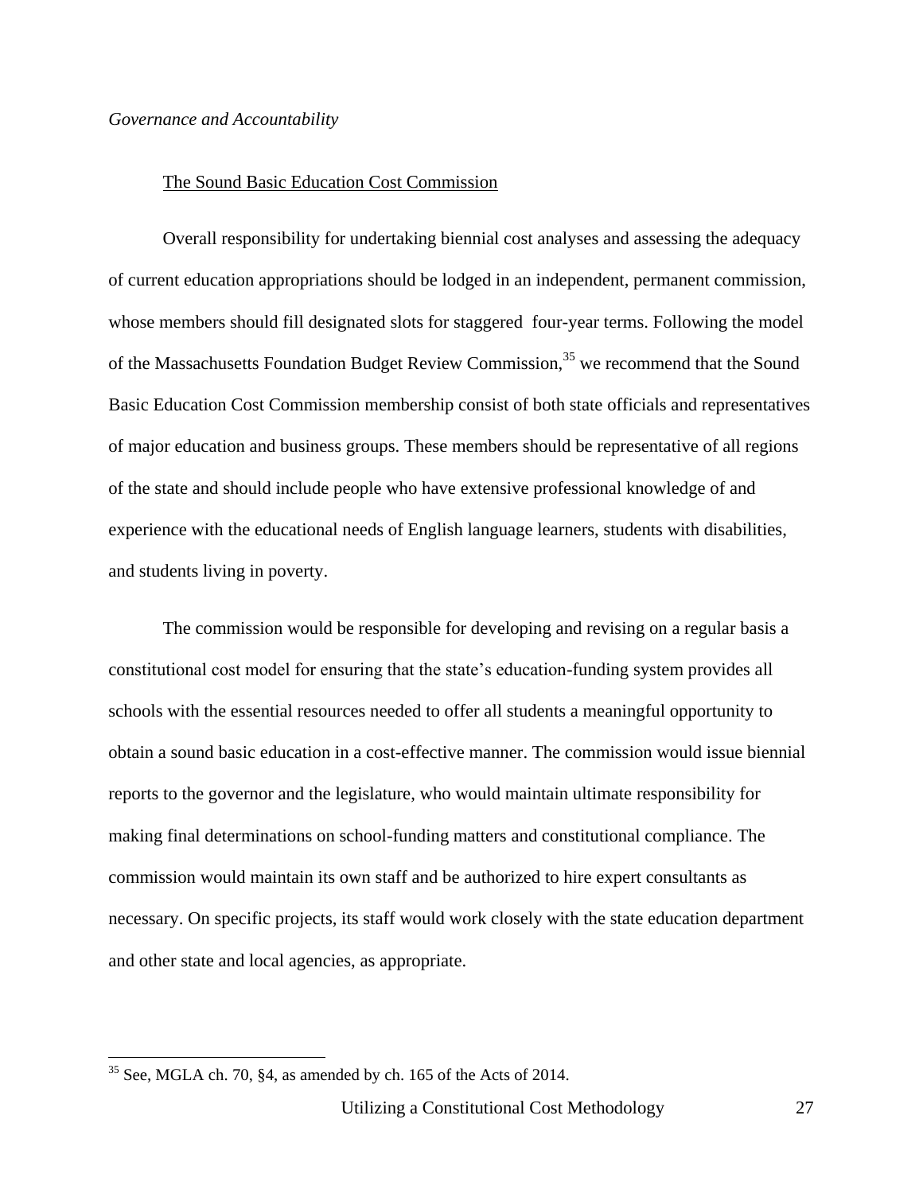*Governance and Accountability*

The Sound Basic Education Cost Commission

Overall responsibility for undertaking biennial cost analyses and assessing the adequacy of current education appropriations should be lodged in an independent, permanent commission, whose members should fill designated slots for staggered four-year terms. Following the model of the Massachusetts Foundation Budget Review Commission,[35] we recommend that the Sound Basic Education Cost Commission membership consist of both state officials and representatives of major education and business groups. These members should be representative of all regions of the state and should include people who have extensive professional knowledge of and experience with the educational needs of English language learners, students with disabilities, and students living in poverty.

The commission would be responsible for developing and revising on a regular basis a constitutional cost model for ensuring that the state's education-funding system provides all schools with the essential resources needed to offer all students a meaningful opportunity to obtain a sound basic education in a cost-effective manner. The commission would issue biennial reports to the governor and the legislature, who would maintain ultimate responsibility for making final determinations on school-funding matters and constitutional compliance. The commission would maintain its own staff and be authorized to hire expert consultants as necessary. On specific projects, its staff would work closely with the state education department and other state and local agencies, as appropriate.

---

[35] See, MGLA ch. 70, §4, as amended by ch. 165 of the Acts of 2014.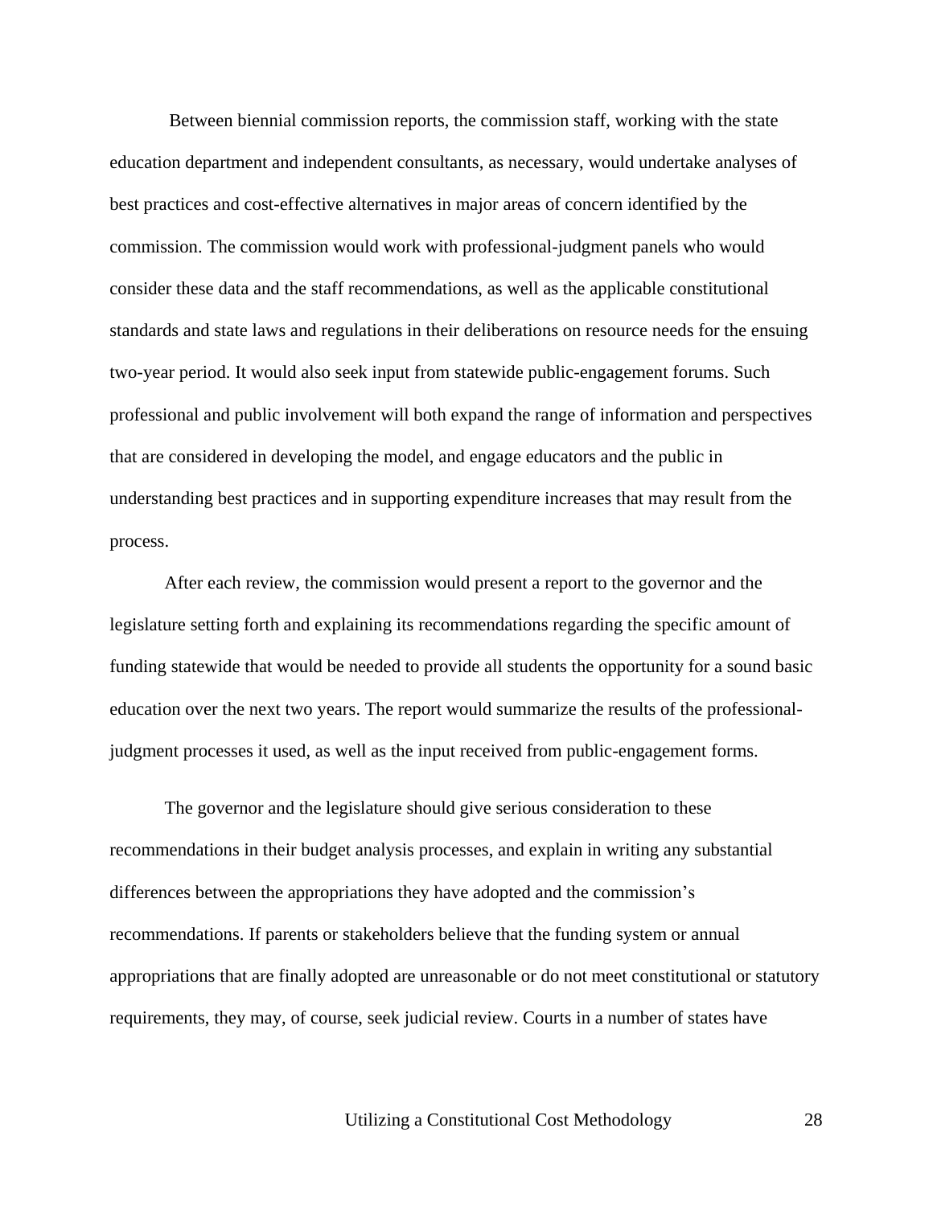Between biennial commission reports, the commission staff, working with the state education department and independent consultants, as necessary, would undertake analyses of best practices and cost-effective alternatives in major areas of concern identified by the commission. The commission would work with professional-judgment panels who would consider these data and the staff recommendations, as well as the applicable constitutional standards and state laws and regulations in their deliberations on resource needs for the ensuing two-year period. It would also seek input from statewide public-engagement forums. Such professional and public involvement will both expand the range of information and perspectives that are considered in developing the model, and engage educators and the public in understanding best practices and in supporting expenditure increases that may result from the process.

After each review, the commission would present a report to the governor and the legislature setting forth and explaining its recommendations regarding the specific amount of funding statewide that would be needed to provide all students the opportunity for a sound basic education over the next two years. The report would summarize the results of the professional-judgment processes it used, as well as the input received from public-engagement forms.

The governor and the legislature should give serious consideration to these recommendations in their budget analysis processes, and explain in writing any substantial differences between the appropriations they have adopted and the commission's recommendations. If parents or stakeholders believe that the funding system or annual appropriations that are finally adopted are unreasonable or do not meet constitutional or statutory requirements, they may, of course, seek judicial review. Courts in a number of states have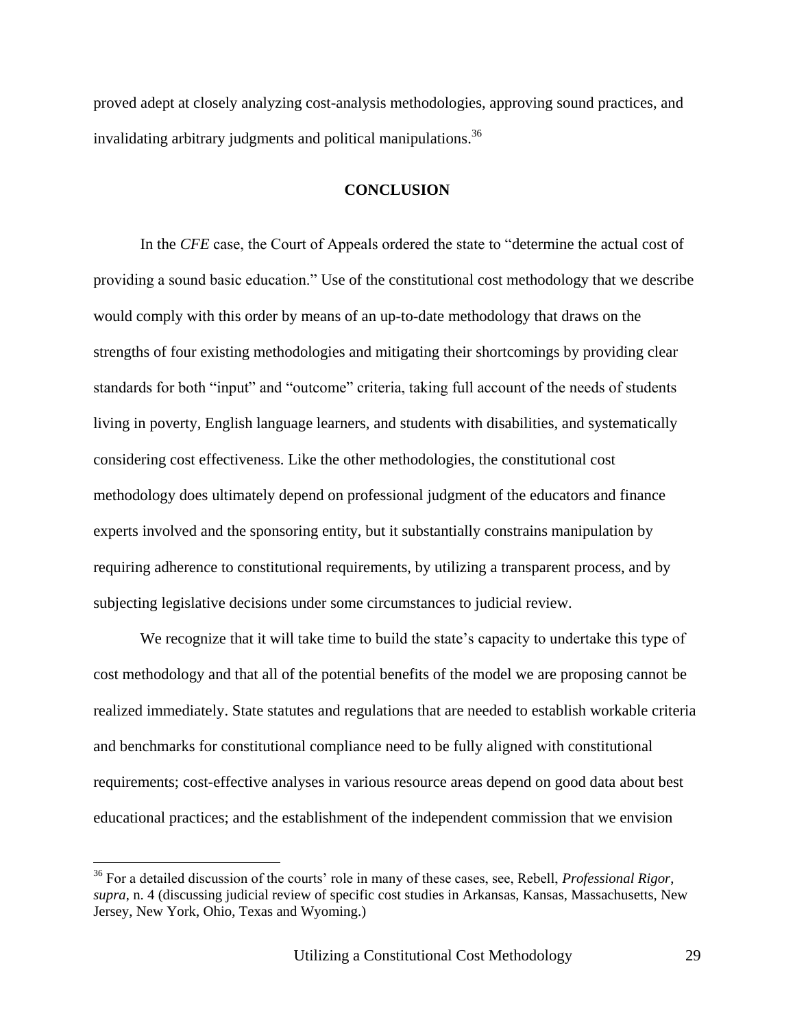proved adept at closely analyzing cost-analysis methodologies, approving sound practices, and invalidating arbitrary judgments and political manipulations.[36]

## CONCLUSION

In the *CFE* case, the Court of Appeals ordered the state to "determine the actual cost of providing a sound basic education." Use of the constitutional cost methodology that we describe would comply with this order by means of an up-to-date methodology that draws on the strengths of four existing methodologies and mitigating their shortcomings by providing clear standards for both "input" and "outcome" criteria, taking full account of the needs of students living in poverty, English language learners, and students with disabilities, and systematically considering cost effectiveness. Like the other methodologies, the constitutional cost methodology does ultimately depend on professional judgment of the educators and finance experts involved and the sponsoring entity, but it substantially constrains manipulation by requiring adherence to constitutional requirements, by utilizing a transparent process, and by subjecting legislative decisions under some circumstances to judicial review.

We recognize that it will take time to build the state's capacity to undertake this type of cost methodology and that all of the potential benefits of the model we are proposing cannot be realized immediately. State statutes and regulations that are needed to establish workable criteria and benchmarks for constitutional compliance need to be fully aligned with constitutional requirements; cost-effective analyses in various resource areas depend on good data about best educational practices; and the establishment of the independent commission that we envision

---

[36] For a detailed discussion of the courts' role in many of these cases, see, Rebell, *Professional Rigor*, *supra*, n. 4 (discussing judicial review of specific cost studies in Arkansas, Kansas, Massachusetts, New Jersey, New York, Ohio, Texas and Wyoming.)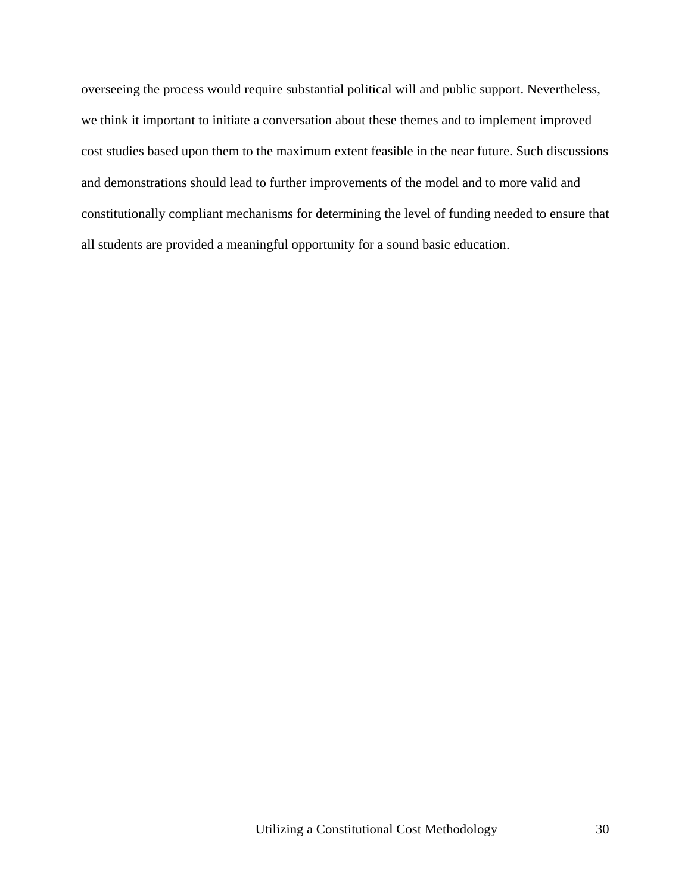overseeing the process would require substantial political will and public support. Nevertheless, we think it important to initiate a conversation about these themes and to implement improved cost studies based upon them to the maximum extent feasible in the near future. Such discussions and demonstrations should lead to further improvements of the model and to more valid and constitutionally compliant mechanisms for determining the level of funding needed to ensure that all students are provided a meaningful opportunity for a sound basic education.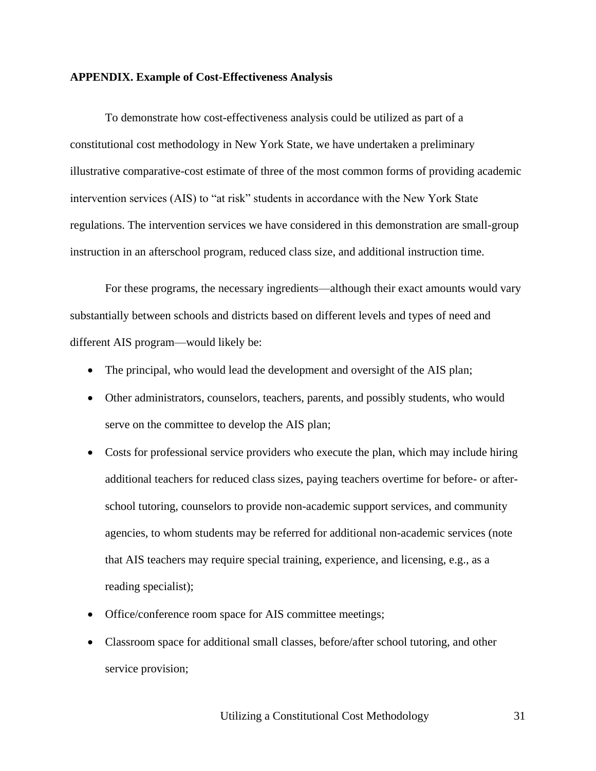**APPENDIX. Example of Cost-Effectiveness Analysis**

To demonstrate how cost-effectiveness analysis could be utilized as part of a constitutional cost methodology in New York State, we have undertaken a preliminary illustrative comparative-cost estimate of three of the most common forms of providing academic intervention services (AIS) to "at risk" students in accordance with the New York State regulations. The intervention services we have considered in this demonstration are small-group instruction in an afterschool program, reduced class size, and additional instruction time.

For these programs, the necessary ingredients—although their exact amounts would vary substantially between schools and districts based on different levels and types of need and different AIS program—would likely be:

- The principal, who would lead the development and oversight of the AIS plan;
- Other administrators, counselors, teachers, parents, and possibly students, who would serve on the committee to develop the AIS plan;
- Costs for professional service providers who execute the plan, which may include hiring additional teachers for reduced class sizes, paying teachers overtime for before- or after-school tutoring, counselors to provide non-academic support services, and community agencies, to whom students may be referred for additional non-academic services (note that AIS teachers may require special training, experience, and licensing, e.g., as a reading specialist);
- Office/conference room space for AIS committee meetings;
- Classroom space for additional small classes, before/after school tutoring, and other service provision;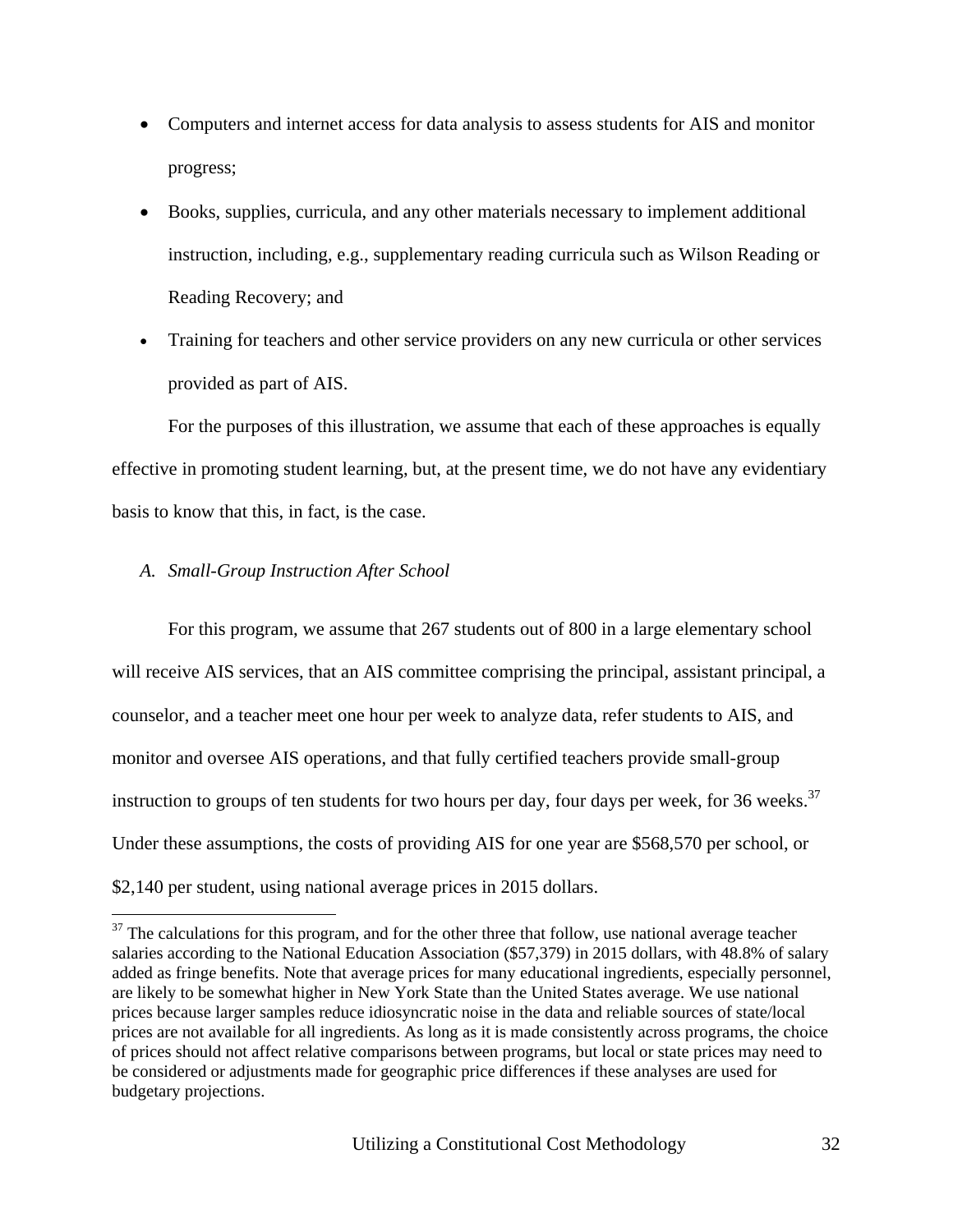- Computers and internet access for data analysis to assess students for AIS and monitor progress;
- Books, supplies, curricula, and any other materials necessary to implement additional instruction, including, e.g., supplementary reading curricula such as Wilson Reading or Reading Recovery; and
- Training for teachers and other service providers on any new curricula or other services provided as part of AIS.

For the purposes of this illustration, we assume that each of these approaches is equally effective in promoting student learning, but, at the present time, we do not have any evidentiary basis to know that this, in fact, is the case.

### *A. Small-Group Instruction After School*

For this program, we assume that 267 students out of 800 in a large elementary school will receive AIS services, that an AIS committee comprising the principal, assistant principal, a counselor, and a teacher meet one hour per week to analyze data, refer students to AIS, and monitor and oversee AIS operations, and that fully certified teachers provide small-group instruction to groups of ten students for two hours per day, four days per week, for 36 weeks.[37] Under these assumptions, the costs of providing AIS for one year are $568,570 per school, or $2,140 per student, using national average prices in 2015 dollars.

[37] The calculations for this program, and for the other three that follow, use national average teacher salaries according to the National Education Association ($57,379) in 2015 dollars, with 48.8% of salary added as fringe benefits. Note that average prices for many educational ingredients, especially personnel, are likely to be somewhat higher in New York State than the United States average. We use national prices because larger samples reduce idiosyncratic noise in the data and reliable sources of state/local prices are not available for all ingredients. As long as it is made consistently across programs, the choice of prices should not affect relative comparisons between programs, but local or state prices may need to be considered or adjustments made for geographic price differences if these analyses are used for budgetary projections.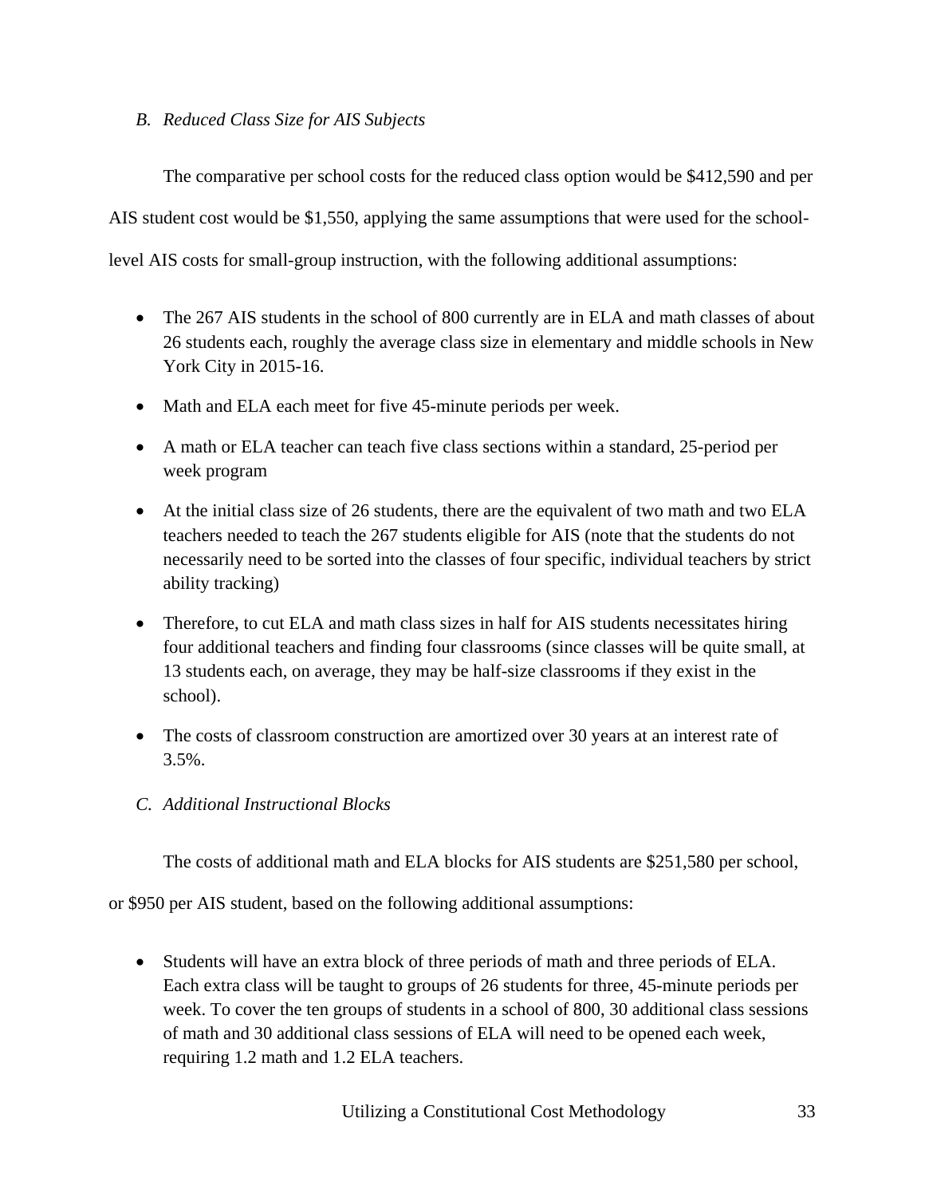### *B. Reduced Class Size for AIS Subjects*

The comparative per school costs for the reduced class option would be $412,590 and per AIS student cost would be $1,550, applying the same assumptions that were used for the school-level AIS costs for small-group instruction, with the following additional assumptions:

- The 267 AIS students in the school of 800 currently are in ELA and math classes of about 26 students each, roughly the average class size in elementary and middle schools in New York City in 2015-16.
- Math and ELA each meet for five 45-minute periods per week.
- A math or ELA teacher can teach five class sections within a standard, 25-period per week program
- At the initial class size of 26 students, there are the equivalent of two math and two ELA teachers needed to teach the 267 students eligible for AIS (note that the students do not necessarily need to be sorted into the classes of four specific, individual teachers by strict ability tracking)
- Therefore, to cut ELA and math class sizes in half for AIS students necessitates hiring four additional teachers and finding four classrooms (since classes will be quite small, at 13 students each, on average, they may be half-size classrooms if they exist in the school).
- The costs of classroom construction are amortized over 30 years at an interest rate of 3.5%.

### *C. Additional Instructional Blocks*

The costs of additional math and ELA blocks for AIS students are $251,580 per school, or $950 per AIS student, based on the following additional assumptions:

- Students will have an extra block of three periods of math and three periods of ELA. Each extra class will be taught to groups of 26 students for three, 45-minute periods per week. To cover the ten groups of students in a school of 800, 30 additional class sessions of math and 30 additional class sessions of ELA will need to be opened each week, requiring 1.2 math and 1.2 ELA teachers.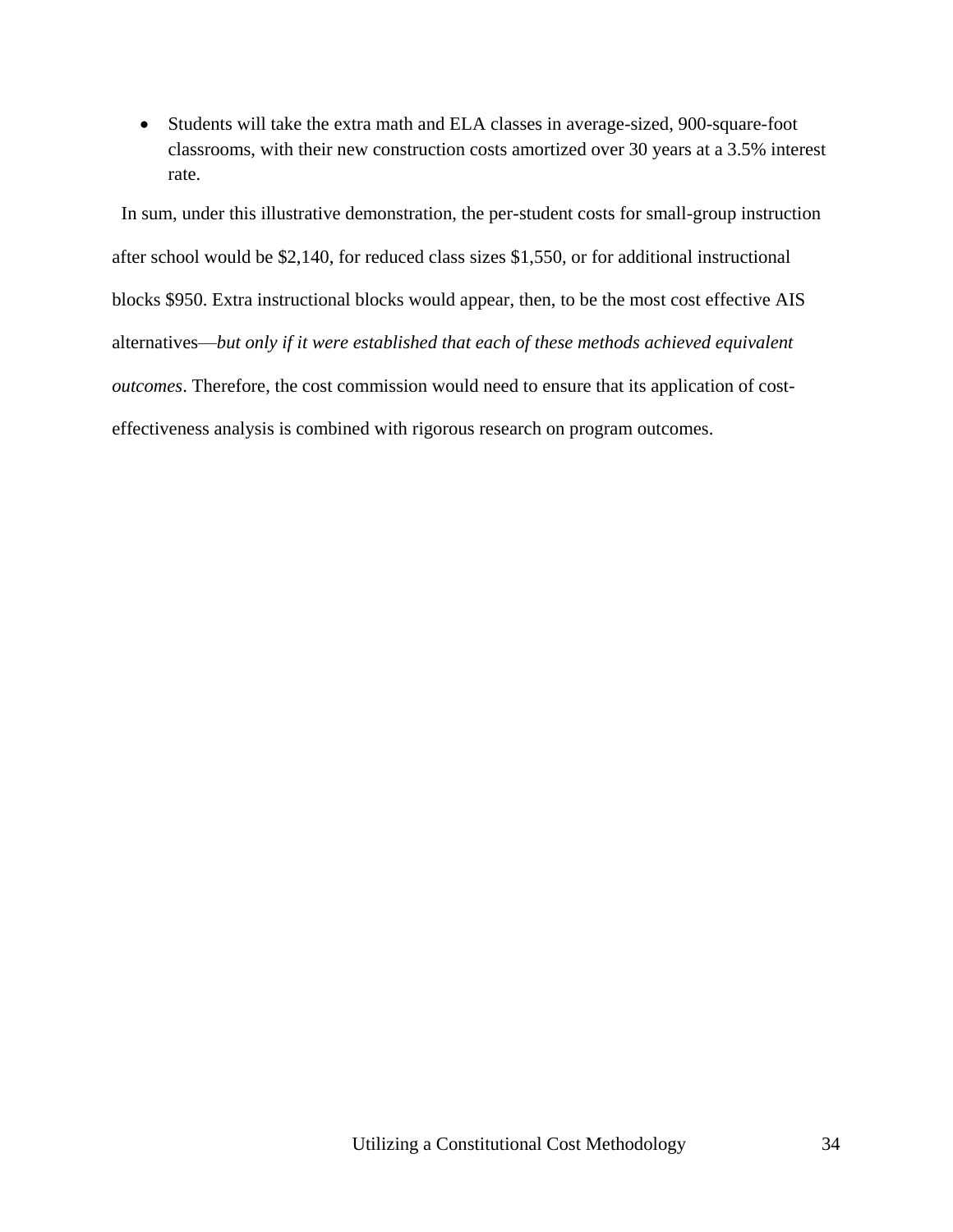- Students will take the extra math and ELA classes in average-sized, 900-square-foot classrooms, with their new construction costs amortized over 30 years at a 3.5% interest rate.

In sum, under this illustrative demonstration, the per-student costs for small-group instruction after school would be $2,140, for reduced class sizes $1,550, or for additional instructional blocks $950. Extra instructional blocks would appear, then, to be the most cost effective AIS alternatives—*but only if it were established that each of these methods achieved equivalent outcomes*. Therefore, the cost commission would need to ensure that its application of cost-effectiveness analysis is combined with rigorous research on program outcomes.